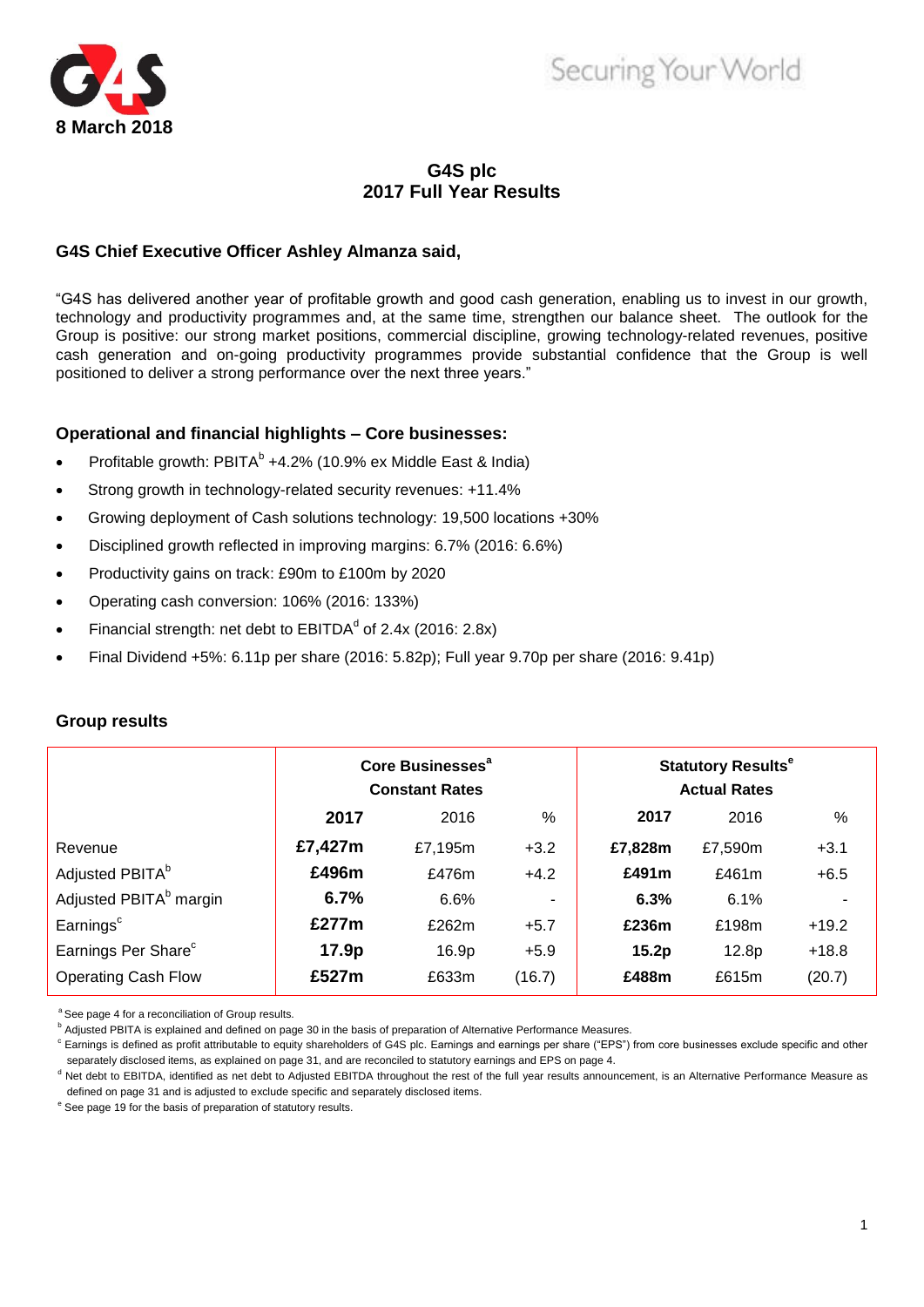8 March 2018

# G4S plc
## 2017 Full Year Results

### G4S Chief Executive Officer Ashley Almanza said,

"G4S has delivered another year of profitable growth and good cash generation, enabling us to invest in our growth, technology and productivity programmes and, at the same time, strengthen our balance sheet. The outlook for the Group is positive: our strong market positions, commercial discipline, growing technology-related revenues, positive cash generation and on-going productivity programmes provide substantial confidence that the Group is well positioned to deliver a strong performance over the next three years."

### Operational and financial highlights – Core businesses:

- Profitable growth: PBITA[b] +4.2% (10.9% ex Middle East & India)
- Strong growth in technology-related security revenues: +11.4%
- Growing deployment of Cash solutions technology: 19,500 locations +30%
- Disciplined growth reflected in improving margins: 6.7% (2016: 6.6%)
- Productivity gains on track: £90m to £100m by 2020
- Operating cash conversion: 106% (2016: 133%)
- Financial strength: net debt to EBITDA[d] of 2.4x (2016: 2.8x)
- Final Dividend +5%: 6.11p per share (2016: 5.82p); Full year 9.70p per share (2016: 9.41p)

### Group results

| | Core Businesses[a] Constant Rates | | | Statutory Results[e] Actual Rates | | |
|---|---|---|---|---|---|---|
| | **2017** | 2016 | % | **2017** | 2016 | % |
| Revenue | **£7,427m** | £7,195m | +3.2 | **£7,828m** | £7,590m | +3.1 |
| Adjusted PBITA[b] | **£496m** | £476m | +4.2 | **£491m** | £461m | +6.5 |
| Adjusted PBITA[b] margin | **6.7%** | 6.6% | - | **6.3%** | 6.1% | - |
| Earnings[c] | **£277m** | £262m | +5.7 | **£236m** | £198m | +19.2 |
| Earnings Per Share[c] | **17.9p** | 16.9p | +5.9 | **15.2p** | 12.8p | +18.8 |
| Operating Cash Flow | **£527m** | £633m | (16.7) | **£488m** | £615m | (20.7) |

[a] See page 4 for a reconciliation of Group results.

[b] Adjusted PBITA is explained and defined on page 30 in the basis of preparation of Alternative Performance Measures.

[c] Earnings is defined as profit attributable to equity shareholders of G4S plc. Earnings and earnings per share ("EPS") from core businesses exclude specific and other separately disclosed items, as explained on page 31, and are reconciled to statutory earnings and EPS on page 4.

[d] Net debt to EBITDA, identified as net debt to Adjusted EBITDA throughout the rest of the full year results announcement, is an Alternative Performance Measure as defined on page 31 and is adjusted to exclude specific and separately disclosed items.

[e] See page 19 for the basis of preparation of statutory results.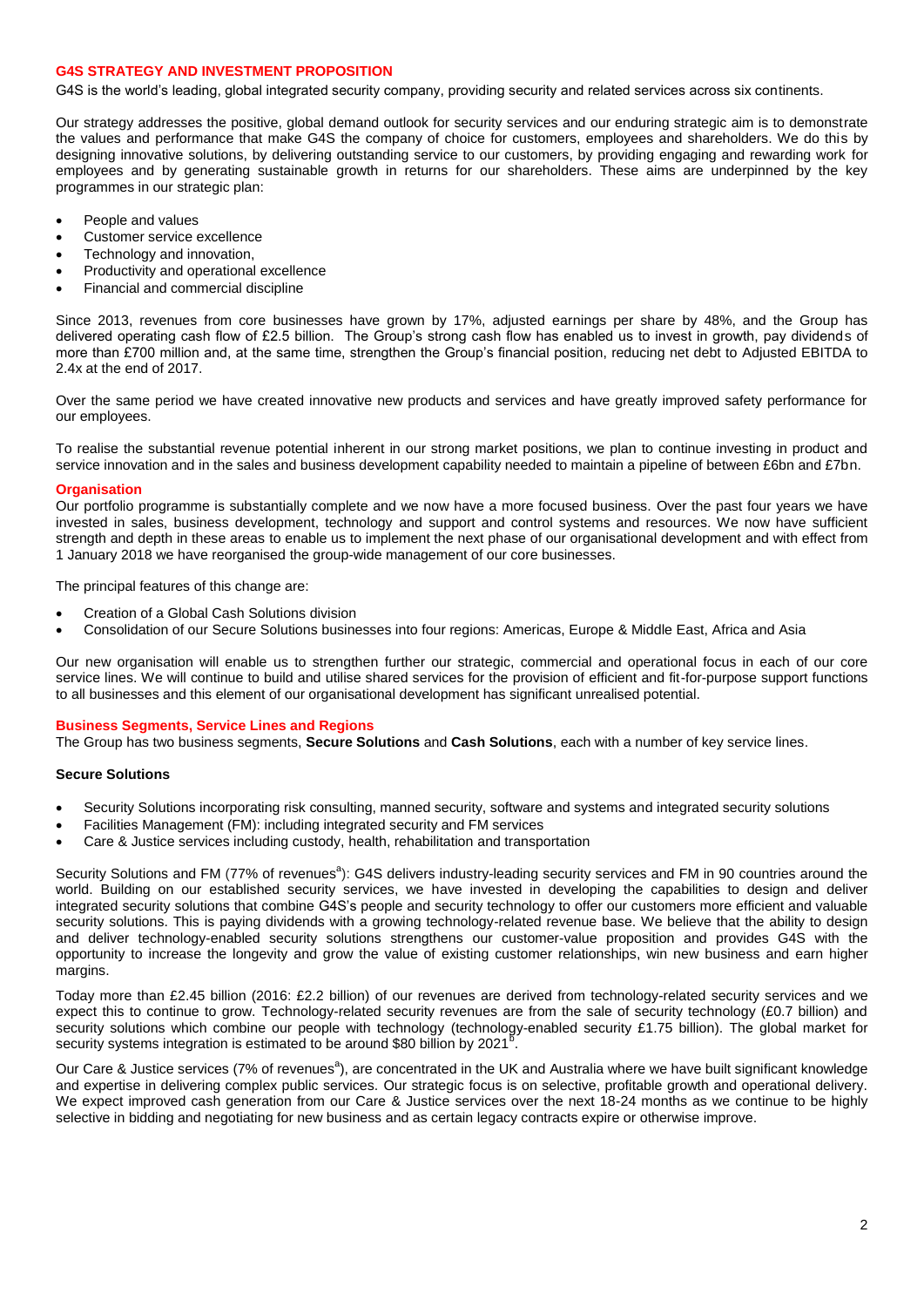## G4S STRATEGY AND INVESTMENT PROPOSITION

G4S is the world's leading, global integrated security company, providing security and related services across six continents.

Our strategy addresses the positive, global demand outlook for security services and our enduring strategic aim is to demonstrate the values and performance that make G4S the company of choice for customers, employees and shareholders. We do this by designing innovative solutions, by delivering outstanding service to our customers, by providing engaging and rewarding work for employees and by generating sustainable growth in returns for our shareholders. These aims are underpinned by the key programmes in our strategic plan:

- People and values
- Customer service excellence
- Technology and innovation,
- Productivity and operational excellence
- Financial and commercial discipline

Since 2013, revenues from core businesses have grown by 17%, adjusted earnings per share by 48%, and the Group has delivered operating cash flow of £2.5 billion. The Group's strong cash flow has enabled us to invest in growth, pay dividends of more than £700 million and, at the same time, strengthen the Group's financial position, reducing net debt to Adjusted EBITDA to 2.4x at the end of 2017.

Over the same period we have created innovative new products and services and have greatly improved safety performance for our employees.

To realise the substantial revenue potential inherent in our strong market positions, we plan to continue investing in product and service innovation and in the sales and business development capability needed to maintain a pipeline of between £6bn and £7bn.

### Organisation

Our portfolio programme is substantially complete and we now have a more focused business. Over the past four years we have invested in sales, business development, technology and support and control systems and resources. We now have sufficient strength and depth in these areas to enable us to implement the next phase of our organisational development and with effect from 1 January 2018 we have reorganised the group-wide management of our core businesses.

The principal features of this change are:

- Creation of a Global Cash Solutions division
- Consolidation of our Secure Solutions businesses into four regions: Americas, Europe & Middle East, Africa and Asia

Our new organisation will enable us to strengthen further our strategic, commercial and operational focus in each of our core service lines. We will continue to build and utilise shared services for the provision of efficient and fit-for-purpose support functions to all businesses and this element of our organisational development has significant unrealised potential.

### Business Segments, Service Lines and Regions

The Group has two business segments, **Secure Solutions** and **Cash Solutions**, each with a number of key service lines.

#### Secure Solutions

- Security Solutions incorporating risk consulting, manned security, software and systems and integrated security solutions
- Facilities Management (FM): including integrated security and FM services
- Care & Justice services including custody, health, rehabilitation and transportation

Security Solutions and FM (77% of revenues[a]): G4S delivers industry-leading security services and FM in 90 countries around the world. Building on our established security services, we have invested in developing the capabilities to design and deliver integrated security solutions that combine G4S's people and security technology to offer our customers more efficient and valuable security solutions. This is paying dividends with a growing technology-related revenue base. We believe that the ability to design and deliver technology-enabled security solutions strengthens our customer-value proposition and provides G4S with the opportunity to increase the longevity and grow the value of existing customer relationships, win new business and earn higher margins.

Today more than £2.45 billion (2016: £2.2 billion) of our revenues are derived from technology-related security services and we expect this to continue to grow. Technology-related security revenues are from the sale of security technology (£0.7 billion) and security solutions which combine our people with technology (technology-enabled security £1.75 billion). The global market for security systems integration is estimated to be around $80 billion by 2021[b].

Our Care & Justice services (7% of revenues[a]), are concentrated in the UK and Australia where we have built significant knowledge and expertise in delivering complex public services. Our strategic focus is on selective, profitable growth and operational delivery. We expect improved cash generation from our Care & Justice services over the next 18-24 months as we continue to be highly selective in bidding and negotiating for new business and as certain legacy contracts expire or otherwise improve.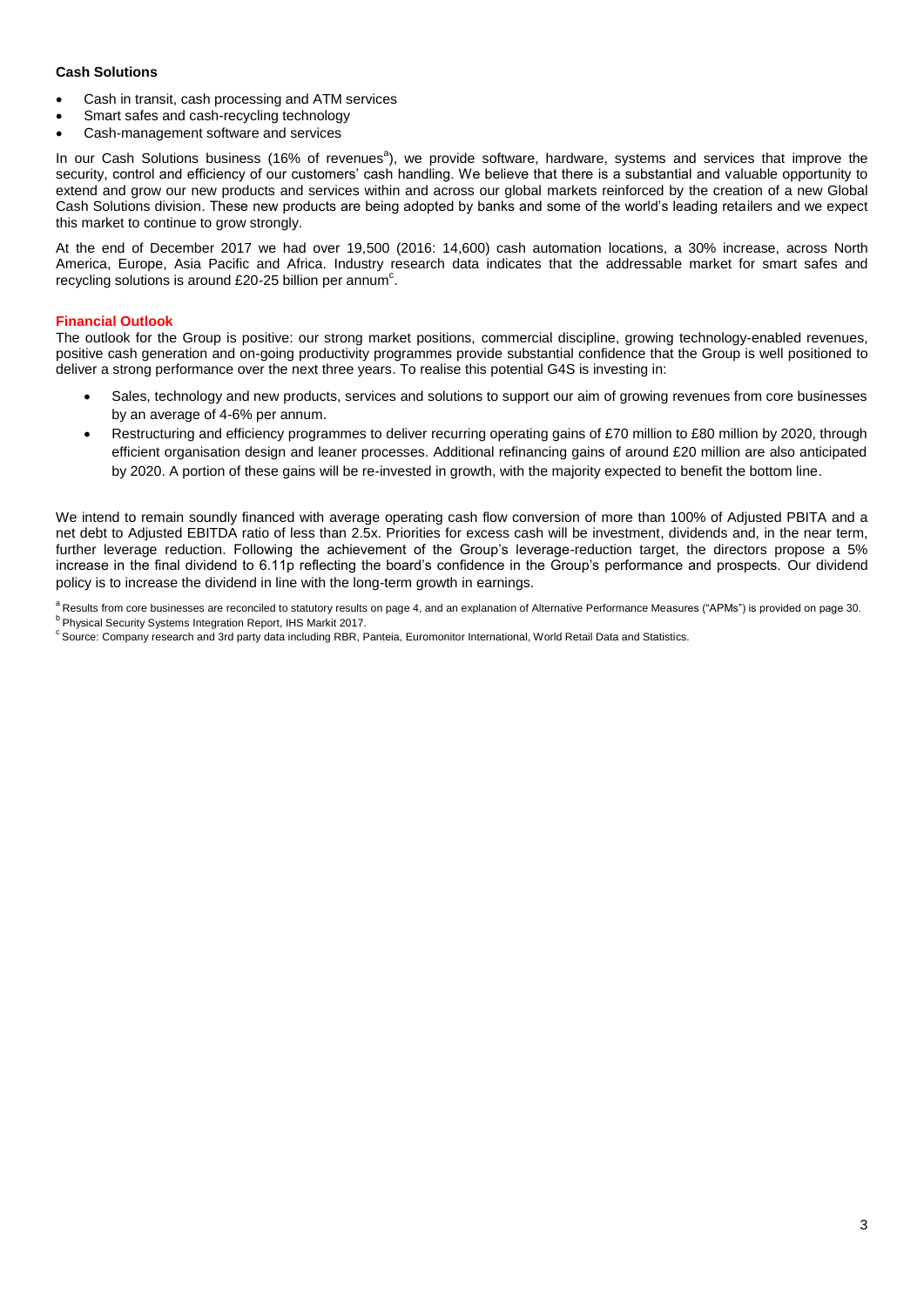**Cash Solutions**

- Cash in transit, cash processing and ATM services
- Smart safes and cash-recycling technology
- Cash-management software and services

In our Cash Solutions business (16% of revenues[a]), we provide software, hardware, systems and services that improve the security, control and efficiency of our customers' cash handling. We believe that there is a substantial and valuable opportunity to extend and grow our new products and services within and across our global markets reinforced by the creation of a new Global Cash Solutions division. These new products are being adopted by banks and some of the world's leading retailers and we expect this market to continue to grow strongly.

At the end of December 2017 we had over 19,500 (2016: 14,600) cash automation locations, a 30% increase, across North America, Europe, Asia Pacific and Africa. Industry research data indicates that the addressable market for smart safes and recycling solutions is around £20-25 billion per annum[c].

## Financial Outlook

The outlook for the Group is positive: our strong market positions, commercial discipline, growing technology-enabled revenues, positive cash generation and on-going productivity programmes provide substantial confidence that the Group is well positioned to deliver a strong performance over the next three years. To realise this potential G4S is investing in:

- Sales, technology and new products, services and solutions to support our aim of growing revenues from core businesses by an average of 4-6% per annum.
- Restructuring and efficiency programmes to deliver recurring operating gains of £70 million to £80 million by 2020, through efficient organisation design and leaner processes. Additional refinancing gains of around £20 million are also anticipated by 2020. A portion of these gains will be re-invested in growth, with the majority expected to benefit the bottom line.

We intend to remain soundly financed with average operating cash flow conversion of more than 100% of Adjusted PBITA and a net debt to Adjusted EBITDA ratio of less than 2.5x. Priorities for excess cash will be investment, dividends and, in the near term, further leverage reduction. Following the achievement of the Group's leverage-reduction target, the directors propose a 5% increase in the final dividend to 6.11p reflecting the board's confidence in the Group's performance and prospects. Our dividend policy is to increase the dividend in line with the long-term growth in earnings.

[a] Results from core businesses are reconciled to statutory results on page 4, and an explanation of Alternative Performance Measures ("APMs") is provided on page 30.
[b] Physical Security Systems Integration Report, IHS Markit 2017.
[c] Source: Company research and 3rd party data including RBR, Panteia, Euromonitor International, World Retail Data and Statistics.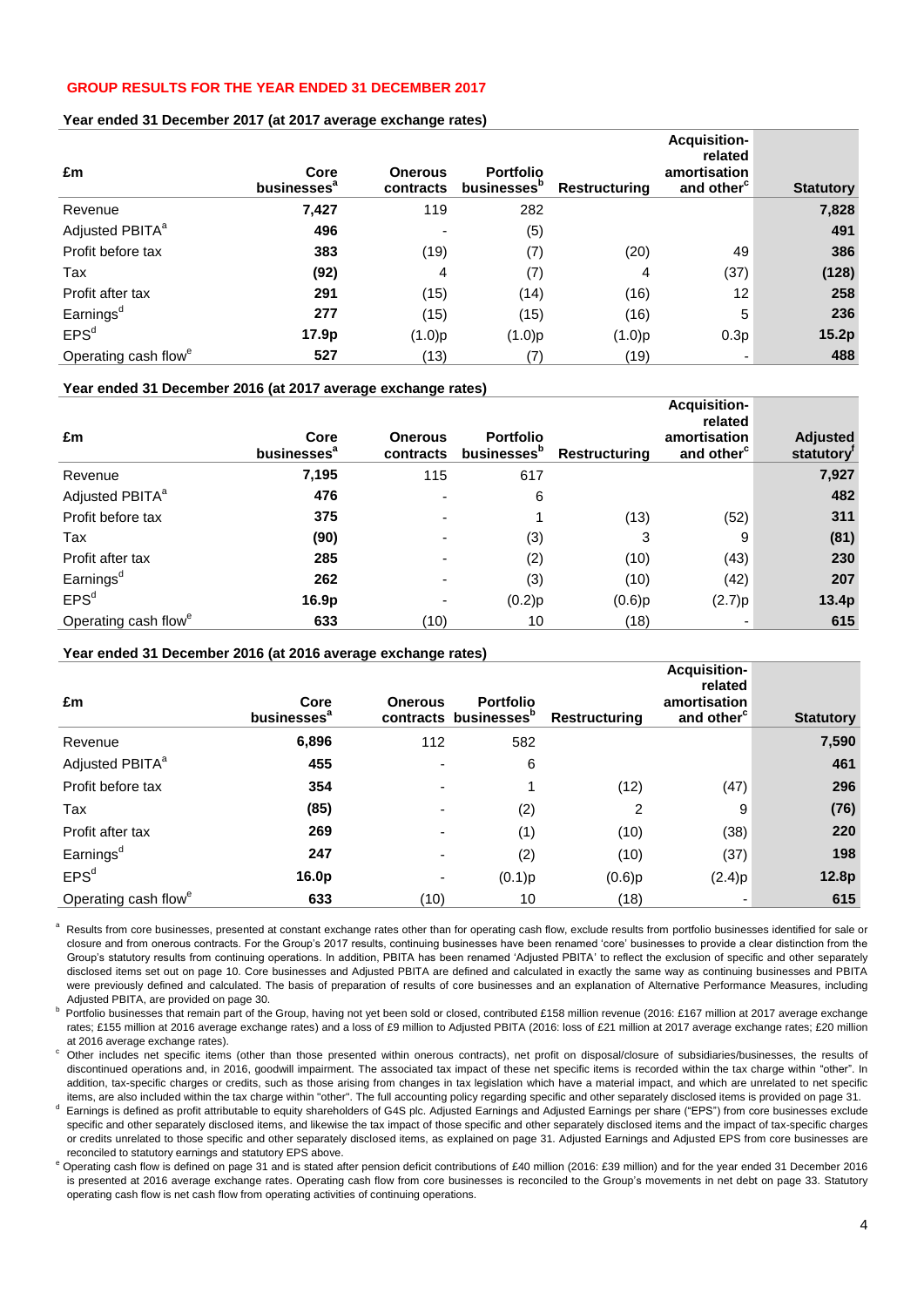## GROUP RESULTS FOR THE YEAR ENDED 31 DECEMBER 2017

**Year ended 31 December 2017 (at 2017 average exchange rates)**

| £m | Core businesses[a] | Onerous contracts | Portfolio businesses[b] | Restructuring | Acquisition-related amortisation and other[c] | Statutory |
|---|---|---|---|---|---|---|
| Revenue | **7,427** | 119 | 282 | | | **7,828** |
| Adjusted PBITA[a] | **496** | - | (5) | | | **491** |
| Profit before tax | **383** | (19) | (7) | (20) | 49 | **386** |
| Tax | **(92)** | 4 | (7) | 4 | (37) | **(128)** |
| Profit after tax | **291** | (15) | (14) | (16) | 12 | **258** |
| Earnings[d] | **277** | (15) | (15) | (16) | 5 | **236** |
| EPS[d] | **17.9p** | (1.0)p | (1.0)p | (1.0)p | 0.3p | **15.2p** |
| Operating cash flow[e] | **527** | (13) | (7) | (19) | - | **488** |

**Year ended 31 December 2016 (at 2017 average exchange rates)**

| £m | Core businesses[a] | Onerous contracts | Portfolio businesses[b] | Restructuring | Acquisition-related amortisation and other[c] | Adjusted statutory[f] |
|---|---|---|---|---|---|---|
| Revenue | **7,195** | 115 | 617 | | | **7,927** |
| Adjusted PBITA[a] | **476** | - | 6 | | | **482** |
| Profit before tax | **375** | - | 1 | (13) | (52) | **311** |
| Tax | **(90)** | - | (3) | 3 | 9 | **(81)** |
| Profit after tax | **285** | - | (2) | (10) | (43) | **230** |
| Earnings[d] | **262** | - | (3) | (10) | (42) | **207** |
| EPS[d] | **16.9p** | - | (0.2)p | (0.6)p | (2.7)p | **13.4p** |
| Operating cash flow[e] | **633** | (10) | 10 | (18) | - | **615** |

**Year ended 31 December 2016 (at 2016 average exchange rates)**

| £m | Core businesses[a] | Onerous contracts | Portfolio businesses[b] | Restructuring | Acquisition-related amortisation and other[c] | Statutory |
|---|---|---|---|---|---|---|
| Revenue | **6,896** | 112 | 582 | | | **7,590** |
| Adjusted PBITA[a] | **455** | - | 6 | | | **461** |
| Profit before tax | **354** | - | 1 | (12) | (47) | **296** |
| Tax | **(85)** | - | (2) | 2 | 9 | **(76)** |
| Profit after tax | **269** | - | (1) | (10) | (38) | **220** |
| Earnings[d] | **247** | - | (2) | (10) | (37) | **198** |
| EPS[d] | **16.0p** | - | (0.1)p | (0.6)p | (2.4)p | **12.8p** |
| Operating cash flow[e] | **633** | (10) | 10 | (18) | - | **615** |

[a] Results from core businesses, presented at constant exchange rates other than for operating cash flow, exclude results from portfolio businesses identified for sale or closure and from onerous contracts. For the Group's 2017 results, continuing businesses have been renamed 'core' businesses to provide a clear distinction from the Group's statutory results from continuing operations. In addition, PBITA has been renamed 'Adjusted PBITA' to reflect the exclusion of specific and other separately disclosed items set out on page 10. Core businesses and Adjusted PBITA are defined and calculated in exactly the same way as continuing businesses and PBITA were previously defined and calculated. The basis of preparation of results of core businesses and an explanation of Alternative Performance Measures, including Adjusted PBITA, are provided on page 30.

[b] Portfolio businesses that remain part of the Group, having not yet been sold or closed, contributed £158 million revenue (2016: £167 million at 2017 average exchange rates; £155 million at 2016 average exchange rates) and a loss of £9 million to Adjusted PBITA (2016: loss of £21 million at 2017 average exchange rates; £20 million at 2016 average exchange rates).

[c] Other includes net specific items (other than those presented within onerous contracts), net profit on disposal/closure of subsidiaries/businesses, the results of discontinued operations and, in 2016, goodwill impairment. The associated tax impact of these net specific items is recorded within the tax charge within "other". In addition, tax-specific charges or credits, such as those arising from changes in tax legislation which have a material impact, and which are unrelated to net specific items, are also included within the tax charge within "other". The full accounting policy regarding specific and other separately disclosed items is provided on page 31.

[d] Earnings is defined as profit attributable to equity shareholders of G4S plc. Adjusted Earnings and Adjusted Earnings per share ("EPS") from core businesses exclude specific and other separately disclosed items, and likewise the tax impact of those specific and other separately disclosed items and the impact of tax-specific charges or credits unrelated to those specific and other separately disclosed items, as explained on page 31. Adjusted Earnings and Adjusted EPS from core businesses are reconciled to statutory earnings and statutory EPS above.

[e] Operating cash flow is defined on page 31 and is stated after pension deficit contributions of £40 million (2016: £39 million) and for the year ended 31 December 2016 is presented at 2016 average exchange rates. Operating cash flow from core businesses is reconciled to the Group's movements in net debt on page 33. Statutory operating cash flow is net cash flow from operating activities of continuing operations.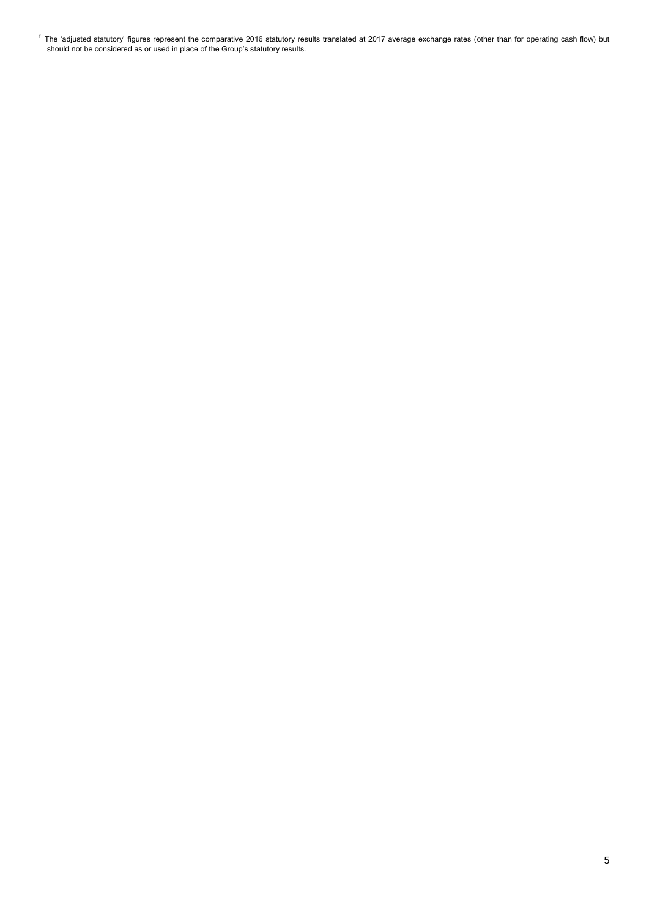[f] The 'adjusted statutory' figures represent the comparative 2016 statutory results translated at 2017 average exchange rates (other than for operating cash flow) but should not be considered as or used in place of the Group's statutory results.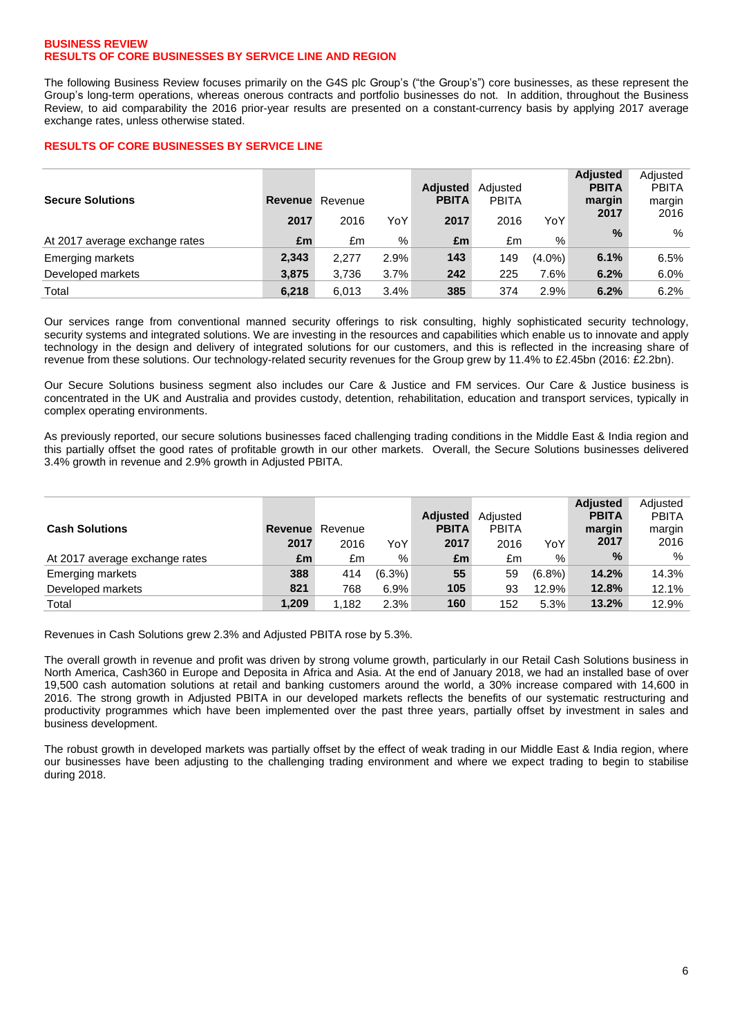**BUSINESS REVIEW**
**RESULTS OF CORE BUSINESSES BY SERVICE LINE AND REGION**

The following Business Review focuses primarily on the G4S plc Group's ("the Group's") core businesses, as these represent the Group's long-term operations, whereas onerous contracts and portfolio businesses do not. In addition, throughout the Business Review, to aid comparability the 2016 prior-year results are presented on a constant-currency basis by applying 2017 average exchange rates, unless otherwise stated.

**RESULTS OF CORE BUSINESSES BY SERVICE LINE**

| **Secure Solutions** | **Revenue 2017** | Revenue 2016 | YoY | **Adjusted PBITA 2017** | Adjusted PBITA 2016 | YoY | **Adjusted PBITA margin 2017** | Adjusted PBITA margin 2016 |
|---|---|---|---|---|---|---|---|---|
| At 2017 average exchange rates | **£m** | £m | % | **£m** | £m | % | **%** | % |
| Emerging markets | **2,343** | 2,277 | 2.9% | **143** | 149 | (4.0%) | **6.1%** | 6.5% |
| Developed markets | **3,875** | 3,736 | 3.7% | **242** | 225 | 7.6% | **6.2%** | 6.0% |
| Total | **6,218** | 6,013 | 3.4% | **385** | 374 | 2.9% | **6.2%** | 6.2% |

Our services range from conventional manned security offerings to risk consulting, highly sophisticated security technology, security systems and integrated solutions. We are investing in the resources and capabilities which enable us to innovate and apply technology in the design and delivery of integrated solutions for our customers, and this is reflected in the increasing share of revenue from these solutions. Our technology-related security revenues for the Group grew by 11.4% to £2.45bn (2016: £2.2bn).

Our Secure Solutions business segment also includes our Care & Justice and FM services. Our Care & Justice business is concentrated in the UK and Australia and provides custody, detention, rehabilitation, education and transport services, typically in complex operating environments.

As previously reported, our secure solutions businesses faced challenging trading conditions in the Middle East & India region and this partially offset the good rates of profitable growth in our other markets. Overall, the Secure Solutions businesses delivered 3.4% growth in revenue and 2.9% growth in Adjusted PBITA.

| **Cash Solutions** | **Revenue 2017** | Revenue 2016 | YoY | **Adjusted PBITA 2017** | Adjusted PBITA 2016 | YoY | **Adjusted PBITA margin 2017** | Adjusted PBITA margin 2016 |
|---|---|---|---|---|---|---|---|---|
| At 2017 average exchange rates | **£m** | £m | % | **£m** | £m | % | **%** | % |
| Emerging markets | **388** | 414 | (6.3%) | **55** | 59 | (6.8%) | **14.2%** | 14.3% |
| Developed markets | **821** | 768 | 6.9% | **105** | 93 | 12.9% | **12.8%** | 12.1% |
| Total | **1,209** | 1,182 | 2.3% | **160** | 152 | 5.3% | **13.2%** | 12.9% |

Revenues in Cash Solutions grew 2.3% and Adjusted PBITA rose by 5.3%.

The overall growth in revenue and profit was driven by strong volume growth, particularly in our Retail Cash Solutions business in North America, Cash360 in Europe and Deposita in Africa and Asia. At the end of January 2018, we had an installed base of over 19,500 cash automation solutions at retail and banking customers around the world, a 30% increase compared with 14,600 in 2016. The strong growth in Adjusted PBITA in our developed markets reflects the benefits of our systematic restructuring and productivity programmes which have been implemented over the past three years, partially offset by investment in sales and business development.

The robust growth in developed markets was partially offset by the effect of weak trading in our Middle East & India region, where our businesses have been adjusting to the challenging trading environment and where we expect trading to begin to stabilise during 2018.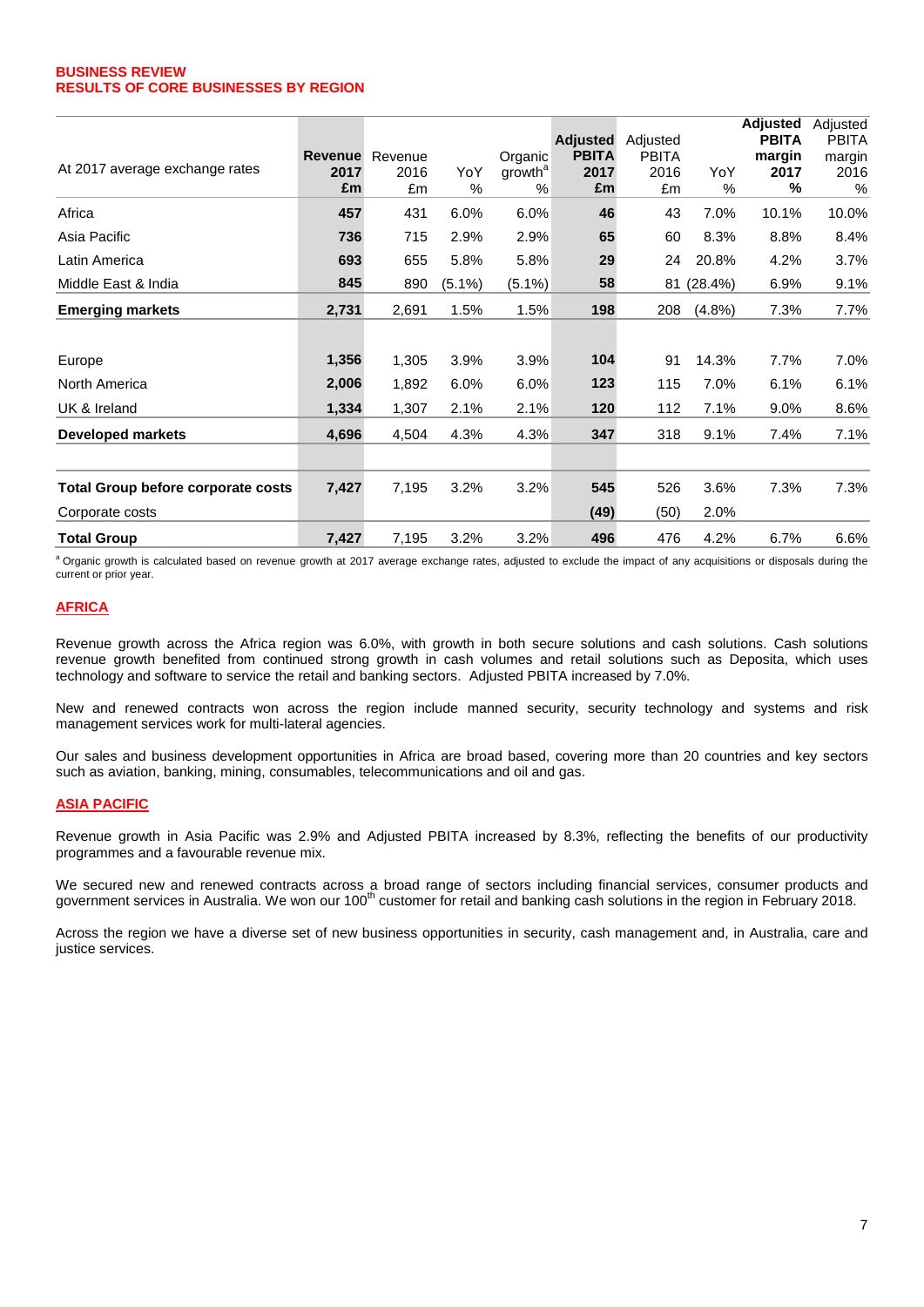# BUSINESS REVIEW
## RESULTS OF CORE BUSINESSES BY REGION

| At 2017 average exchange rates | **Revenue 2017 £m** | Revenue 2016 £m | YoY % | Organic growth[a] % | **Adjusted PBITA 2017 £m** | Adjusted PBITA 2016 £m | YoY % | **Adjusted PBITA margin 2017 %** | Adjusted PBITA margin 2016 % |
|---|---|---|---|---|---|---|---|---|---|
| Africa | **457** | 431 | 6.0% | 6.0% | **46** | 43 | 7.0% | 10.1% | 10.0% |
| Asia Pacific | **736** | 715 | 2.9% | 2.9% | **65** | 60 | 8.3% | 8.8% | 8.4% |
| Latin America | **693** | 655 | 5.8% | 5.8% | **29** | 24 | 20.8% | 4.2% | 3.7% |
| Middle East & India | **845** | 890 | (5.1%) | (5.1%) | **58** | 81 | (28.4%) | 6.9% | 9.1% |
| **Emerging markets** | **2,731** | 2,691 | 1.5% | 1.5% | **198** | 208 | (4.8%) | 7.3% | 7.7% |
| | | | | | | | | | |
| Europe | **1,356** | 1,305 | 3.9% | 3.9% | **104** | 91 | 14.3% | 7.7% | 7.0% |
| North America | **2,006** | 1,892 | 6.0% | 6.0% | **123** | 115 | 7.0% | 6.1% | 6.1% |
| UK & Ireland | **1,334** | 1,307 | 2.1% | 2.1% | **120** | 112 | 7.1% | 9.0% | 8.6% |
| **Developed markets** | **4,696** | 4,504 | 4.3% | 4.3% | **347** | 318 | 9.1% | 7.4% | 7.1% |
| | | | | | | | | | |
| **Total Group before corporate costs** | **7,427** | 7,195 | 3.2% | 3.2% | **545** | 526 | 3.6% | 7.3% | 7.3% |
| Corporate costs | | | | | **(49)** | (50) | 2.0% | | |
| **Total Group** | **7,427** | 7,195 | 3.2% | 3.2% | **496** | 476 | 4.2% | 6.7% | 6.6% |

[a] Organic growth is calculated based on revenue growth at 2017 average exchange rates, adjusted to exclude the impact of any acquisitions or disposals during the current or prior year.

### AFRICA

Revenue growth across the Africa region was 6.0%, with growth in both secure solutions and cash solutions. Cash solutions revenue growth benefited from continued strong growth in cash volumes and retail solutions such as Deposita, which uses technology and software to service the retail and banking sectors. Adjusted PBITA increased by 7.0%.

New and renewed contracts won across the region include manned security, security technology and systems and risk management services work for multi-lateral agencies.

Our sales and business development opportunities in Africa are broad based, covering more than 20 countries and key sectors such as aviation, banking, mining, consumables, telecommunications and oil and gas.

### ASIA PACIFIC

Revenue growth in Asia Pacific was 2.9% and Adjusted PBITA increased by 8.3%, reflecting the benefits of our productivity programmes and a favourable revenue mix.

We secured new and renewed contracts across a broad range of sectors including financial services, consumer products and government services in Australia. We won our 100th customer for retail and banking cash solutions in the region in February 2018.

Across the region we have a diverse set of new business opportunities in security, cash management and, in Australia, care and justice services.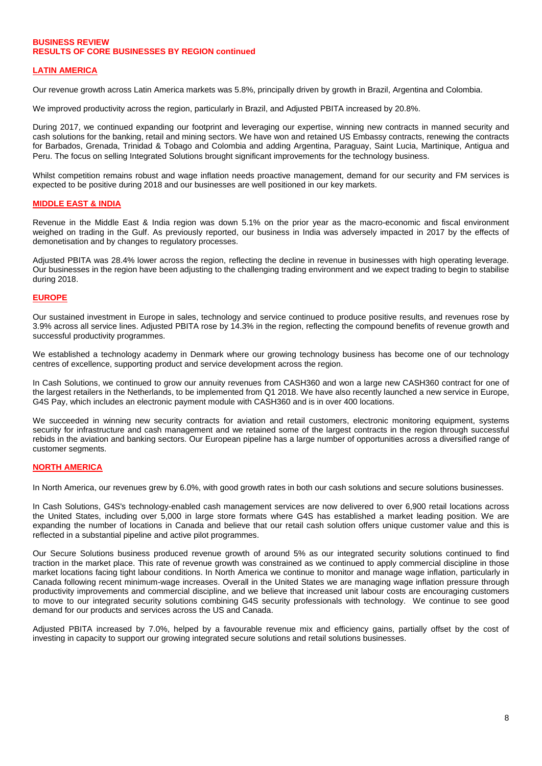**BUSINESS REVIEW**
**RESULTS OF CORE BUSINESSES BY REGION continued**

## LATIN AMERICA

Our revenue growth across Latin America markets was 5.8%, principally driven by growth in Brazil, Argentina and Colombia.

We improved productivity across the region, particularly in Brazil, and Adjusted PBITA increased by 20.8%.

During 2017, we continued expanding our footprint and leveraging our expertise, winning new contracts in manned security and cash solutions for the banking, retail and mining sectors. We have won and retained US Embassy contracts, renewing the contracts for Barbados, Grenada, Trinidad & Tobago and Colombia and adding Argentina, Paraguay, Saint Lucia, Martinique, Antigua and Peru. The focus on selling Integrated Solutions brought significant improvements for the technology business.

Whilst competition remains robust and wage inflation needs proactive management, demand for our security and FM services is expected to be positive during 2018 and our businesses are well positioned in our key markets.

## MIDDLE EAST & INDIA

Revenue in the Middle East & India region was down 5.1% on the prior year as the macro-economic and fiscal environment weighed on trading in the Gulf. As previously reported, our business in India was adversely impacted in 2017 by the effects of demonetisation and by changes to regulatory processes.

Adjusted PBITA was 28.4% lower across the region, reflecting the decline in revenue in businesses with high operating leverage. Our businesses in the region have been adjusting to the challenging trading environment and we expect trading to begin to stabilise during 2018.

## EUROPE

Our sustained investment in Europe in sales, technology and service continued to produce positive results, and revenues rose by 3.9% across all service lines. Adjusted PBITA rose by 14.3% in the region, reflecting the compound benefits of revenue growth and successful productivity programmes.

We established a technology academy in Denmark where our growing technology business has become one of our technology centres of excellence, supporting product and service development across the region.

In Cash Solutions, we continued to grow our annuity revenues from CASH360 and won a large new CASH360 contract for one of the largest retailers in the Netherlands, to be implemented from Q1 2018. We have also recently launched a new service in Europe, G4S Pay, which includes an electronic payment module with CASH360 and is in over 400 locations.

We succeeded in winning new security contracts for aviation and retail customers, electronic monitoring equipment, systems security for infrastructure and cash management and we retained some of the largest contracts in the region through successful rebids in the aviation and banking sectors. Our European pipeline has a large number of opportunities across a diversified range of customer segments.

## NORTH AMERICA

In North America, our revenues grew by 6.0%, with good growth rates in both our cash solutions and secure solutions businesses.

In Cash Solutions, G4S's technology-enabled cash management services are now delivered to over 6,900 retail locations across the United States, including over 5,000 in large store formats where G4S has established a market leading position. We are expanding the number of locations in Canada and believe that our retail cash solution offers unique customer value and this is reflected in a substantial pipeline and active pilot programmes.

Our Secure Solutions business produced revenue growth of around 5% as our integrated security solutions continued to find traction in the market place. This rate of revenue growth was constrained as we continued to apply commercial discipline in those market locations facing tight labour conditions. In North America we continue to monitor and manage wage inflation, particularly in Canada following recent minimum-wage increases. Overall in the United States we are managing wage inflation pressure through productivity improvements and commercial discipline, and we believe that increased unit labour costs are encouraging customers to move to our integrated security solutions combining G4S security professionals with technology. We continue to see good demand for our products and services across the US and Canada.

Adjusted PBITA increased by 7.0%, helped by a favourable revenue mix and efficiency gains, partially offset by the cost of investing in capacity to support our growing integrated secure solutions and retail solutions businesses.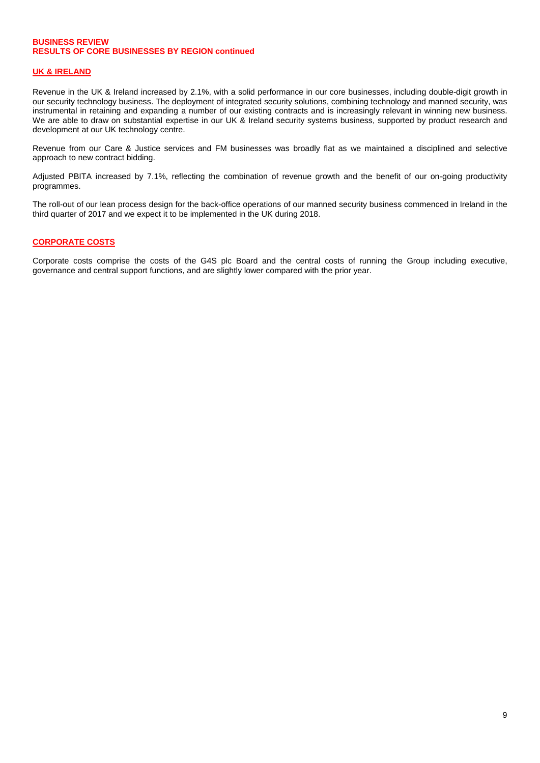**BUSINESS REVIEW**
**RESULTS OF CORE BUSINESSES BY REGION continued**

## UK & IRELAND

Revenue in the UK & Ireland increased by 2.1%, with a solid performance in our core businesses, including double-digit growth in our security technology business. The deployment of integrated security solutions, combining technology and manned security, was instrumental in retaining and expanding a number of our existing contracts and is increasingly relevant in winning new business. We are able to draw on substantial expertise in our UK & Ireland security systems business, supported by product research and development at our UK technology centre.

Revenue from our Care & Justice services and FM businesses was broadly flat as we maintained a disciplined and selective approach to new contract bidding.

Adjusted PBITA increased by 7.1%, reflecting the combination of revenue growth and the benefit of our on-going productivity programmes.

The roll-out of our lean process design for the back-office operations of our manned security business commenced in Ireland in the third quarter of 2017 and we expect it to be implemented in the UK during 2018.

## CORPORATE COSTS

Corporate costs comprise the costs of the G4S plc Board and the central costs of running the Group including executive, governance and central support functions, and are slightly lower compared with the prior year.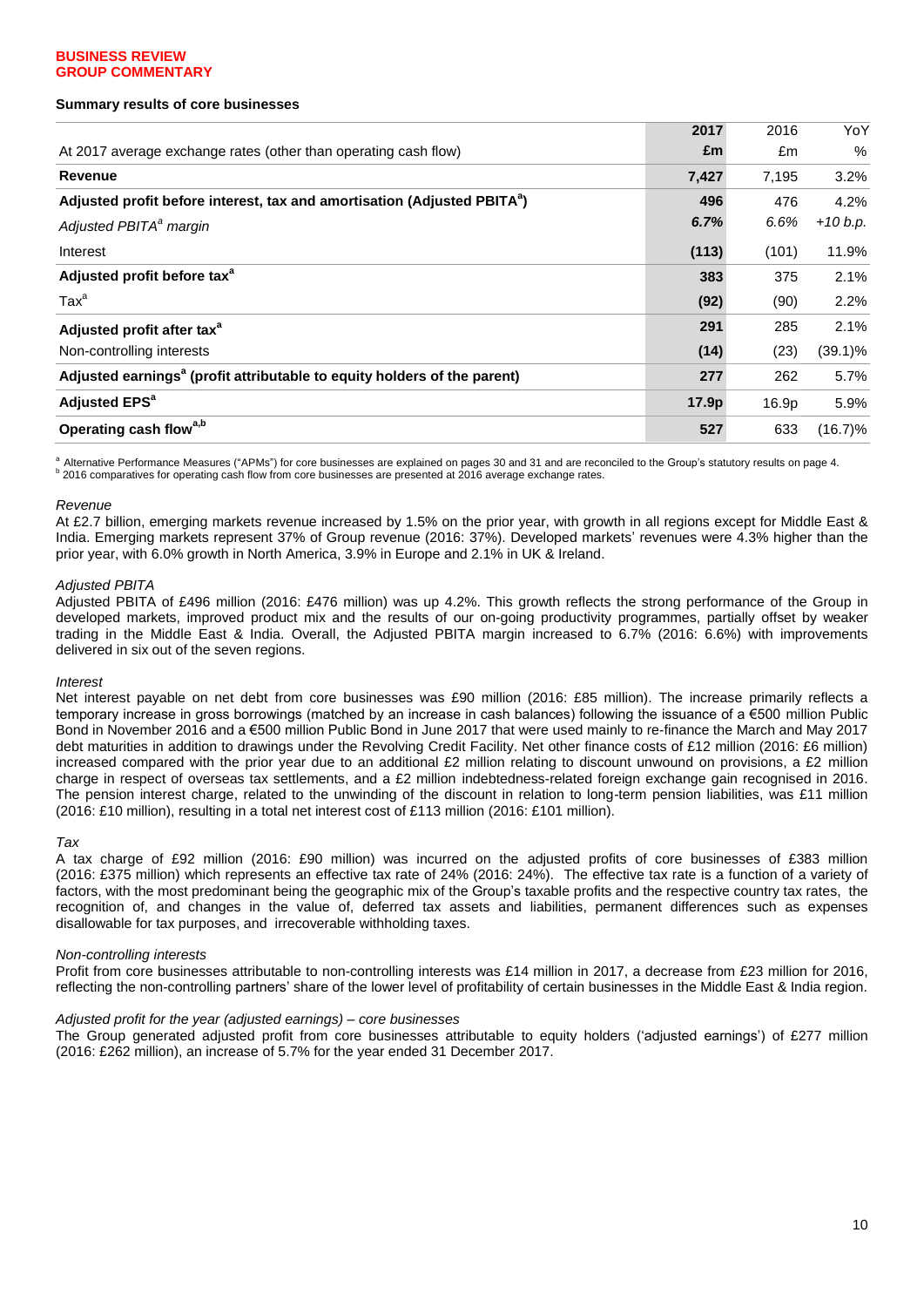**BUSINESS REVIEW**
**GROUP COMMENTARY**

**Summary results of core businesses**

| | 2017 | 2016 | YoY |
|---|---|---|---|
| At 2017 average exchange rates (other than operating cash flow) | £m | £m | % |
| **Revenue** | **7,427** | 7,195 | 3.2% |
| **Adjusted profit before interest, tax and amortisation (Adjusted PBITA[a])** | **496** | 476 | 4.2% |
| *Adjusted PBITA[a] margin* | ***6.7%*** | *6.6%* | *+10 b.p.* |
| Interest | **(113)** | (101) | 11.9% |
| **Adjusted profit before tax[a]** | **383** | 375 | 2.1% |
| Tax[a] | **(92)** | (90) | 2.2% |
| **Adjusted profit after tax[a]** | **291** | 285 | 2.1% |
| Non-controlling interests | **(14)** | (23) | (39.1)% |
| **Adjusted earnings[a] (profit attributable to equity holders of the parent)** | **277** | 262 | 5.7% |
| **Adjusted EPS[a]** | **17.9p** | 16.9p | 5.9% |
| **Operating cash flow[a,b]** | **527** | 633 | (16.7)% |

[a] Alternative Performance Measures ("APMs") for core businesses are explained on pages 30 and 31 and are reconciled to the Group's statutory results on page 4.
[b] 2016 comparatives for operating cash flow from core businesses are presented at 2016 average exchange rates.

*Revenue*

At £2.7 billion, emerging markets revenue increased by 1.5% on the prior year, with growth in all regions except for Middle East & India. Emerging markets represent 37% of Group revenue (2016: 37%). Developed markets' revenues were 4.3% higher than the prior year, with 6.0% growth in North America, 3.9% in Europe and 2.1% in UK & Ireland.

*Adjusted PBITA*

Adjusted PBITA of £496 million (2016: £476 million) was up 4.2%. This growth reflects the strong performance of the Group in developed markets, improved product mix and the results of our on-going productivity programmes, partially offset by weaker trading in the Middle East & India. Overall, the Adjusted PBITA margin increased to 6.7% (2016: 6.6%) with improvements delivered in six out of the seven regions.

*Interest*

Net interest payable on net debt from core businesses was £90 million (2016: £85 million). The increase primarily reflects a temporary increase in gross borrowings (matched by an increase in cash balances) following the issuance of a €500 million Public Bond in November 2016 and a €500 million Public Bond in June 2017 that were used mainly to re-finance the March and May 2017 debt maturities in addition to drawings under the Revolving Credit Facility. Net other finance costs of £12 million (2016: £6 million) increased compared with the prior year due to an additional £2 million relating to discount unwound on provisions, a £2 million charge in respect of overseas tax settlements, and a £2 million indebtedness-related foreign exchange gain recognised in 2016. The pension interest charge, related to the unwinding of the discount in relation to long-term pension liabilities, was £11 million (2016: £10 million), resulting in a total net interest cost of £113 million (2016: £101 million).

*Tax*

A tax charge of £92 million (2016: £90 million) was incurred on the adjusted profits of core businesses of £383 million (2016: £375 million) which represents an effective tax rate of 24% (2016: 24%). The effective tax rate is a function of a variety of factors, with the most predominant being the geographic mix of the Group's taxable profits and the respective country tax rates, the recognition of, and changes in the value of, deferred tax assets and liabilities, permanent differences such as expenses disallowable for tax purposes, and irrecoverable withholding taxes.

*Non-controlling interests*

Profit from core businesses attributable to non-controlling interests was £14 million in 2017, a decrease from £23 million for 2016, reflecting the non-controlling partners' share of the lower level of profitability of certain businesses in the Middle East & India region.

*Adjusted profit for the year (adjusted earnings) – core businesses*

The Group generated adjusted profit from core businesses attributable to equity holders ('adjusted earnings') of £277 million (2016: £262 million), an increase of 5.7% for the year ended 31 December 2017.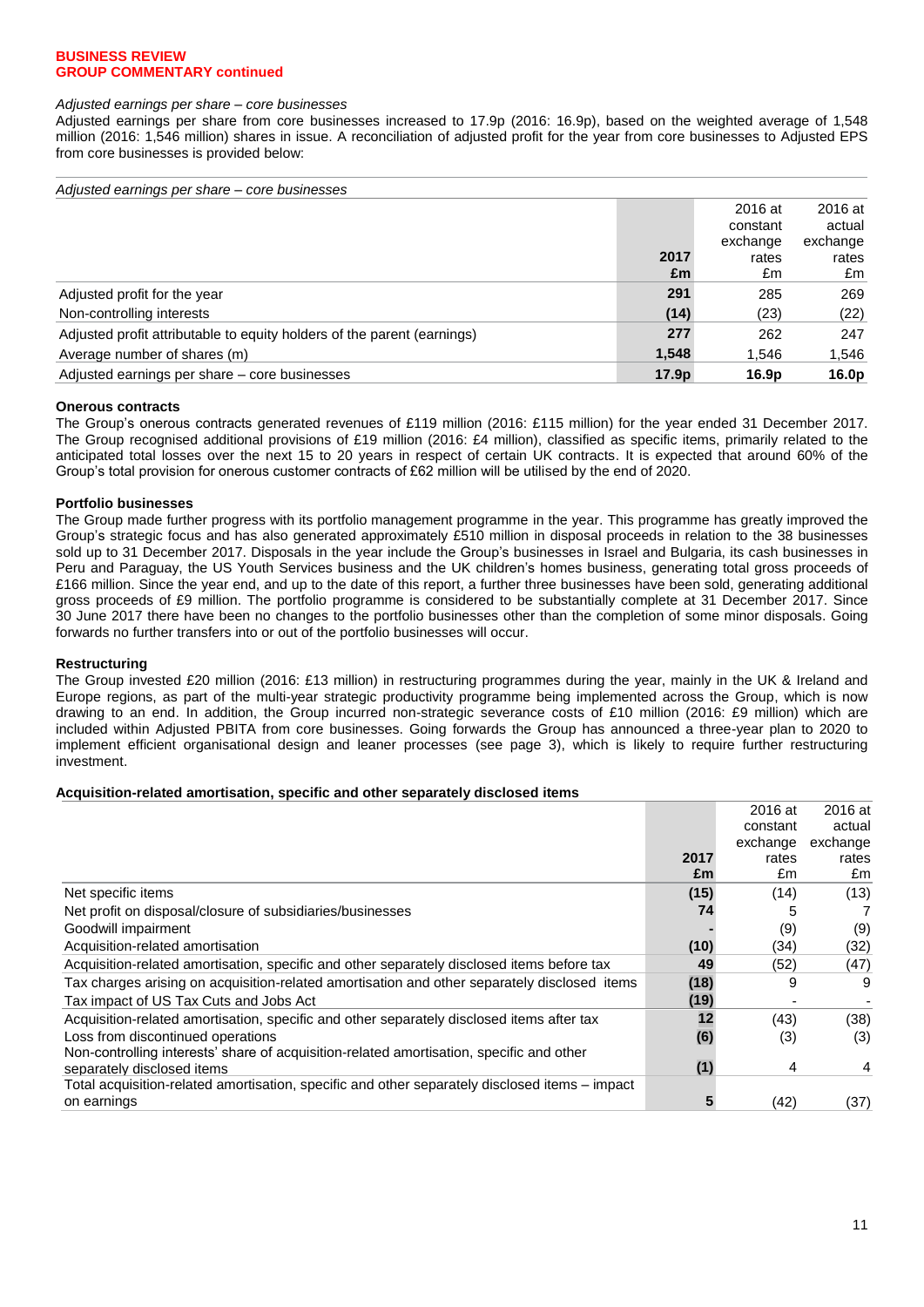**BUSINESS REVIEW**
**GROUP COMMENTARY continued**

*Adjusted earnings per share – core businesses*

Adjusted earnings per share from core businesses increased to 17.9p (2016: 16.9p), based on the weighted average of 1,548 million (2016: 1,546 million) shares in issue. A reconciliation of adjusted profit for the year from core businesses to Adjusted EPS from core businesses is provided below:

*Adjusted earnings per share – core businesses*

| | 2017 £m | 2016 at constant exchange rates £m | 2016 at actual exchange rates £m |
|---|---|---|---|
| Adjusted profit for the year | **291** | 285 | 269 |
| Non-controlling interests | **(14)** | (23) | (22) |
| Adjusted profit attributable to equity holders of the parent (earnings) | **277** | 262 | 247 |
| Average number of shares (m) | **1,548** | 1,546 | 1,546 |
| Adjusted earnings per share – core businesses | **17.9p** | **16.9p** | **16.0p** |

**Onerous contracts**

The Group's onerous contracts generated revenues of £119 million (2016: £115 million) for the year ended 31 December 2017. The Group recognised additional provisions of £19 million (2016: £4 million), classified as specific items, primarily related to the anticipated total losses over the next 15 to 20 years in respect of certain UK contracts. It is expected that around 60% of the Group's total provision for onerous customer contracts of £62 million will be utilised by the end of 2020.

**Portfolio businesses**

The Group made further progress with its portfolio management programme in the year. This programme has greatly improved the Group's strategic focus and has also generated approximately £510 million in disposal proceeds in relation to the 38 businesses sold up to 31 December 2017. Disposals in the year include the Group's businesses in Israel and Bulgaria, its cash businesses in Peru and Paraguay, the US Youth Services business and the UK children's homes business, generating total gross proceeds of £166 million. Since the year end, and up to the date of this report, a further three businesses have been sold, generating additional gross proceeds of £9 million. The portfolio programme is considered to be substantially complete at 31 December 2017. Since 30 June 2017 there have been no changes to the portfolio businesses other than the completion of some minor disposals. Going forwards no further transfers into or out of the portfolio businesses will occur.

**Restructuring**

The Group invested £20 million (2016: £13 million) in restructuring programmes during the year, mainly in the UK & Ireland and Europe regions, as part of the multi-year strategic productivity programme being implemented across the Group, which is now drawing to an end. In addition, the Group incurred non-strategic severance costs of £10 million (2016: £9 million) which are included within Adjusted PBITA from core businesses. Going forwards the Group has announced a three-year plan to 2020 to implement efficient organisational design and leaner processes (see page 3), which is likely to require further restructuring investment.

**Acquisition-related amortisation, specific and other separately disclosed items**

| | 2017 £m | 2016 at constant exchange rates £m | 2016 at actual exchange rates £m |
|---|---|---|---|
| Net specific items | **(15)** | (14) | (13) |
| Net profit on disposal/closure of subsidiaries/businesses | **74** | 5 | 7 |
| Goodwill impairment | **-** | (9) | (9) |
| Acquisition-related amortisation | **(10)** | (34) | (32) |
| Acquisition-related amortisation, specific and other separately disclosed items before tax | **49** | (52) | (47) |
| Tax charges arising on acquisition-related amortisation and other separately disclosed items | **(18)** | 9 | 9 |
| Tax impact of US Tax Cuts and Jobs Act | **(19)** | - | - |
| Acquisition-related amortisation, specific and other separately disclosed items after tax | **12** | (43) | (38) |
| Loss from discontinued operations | **(6)** | (3) | (3) |
| Non-controlling interests' share of acquisition-related amortisation, specific and other separately disclosed items | **(1)** | 4 | 4 |
| Total acquisition-related amortisation, specific and other separately disclosed items – impact on earnings | **5** | (42) | (37) |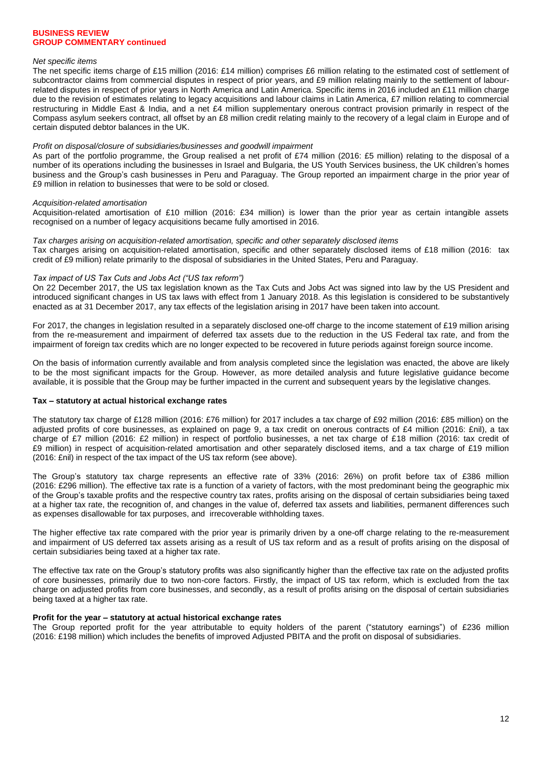**BUSINESS REVIEW**
**GROUP COMMENTARY continued**

*Net specific items*

The net specific items charge of £15 million (2016: £14 million) comprises £6 million relating to the estimated cost of settlement of subcontractor claims from commercial disputes in respect of prior years, and £9 million relating mainly to the settlement of labour-related disputes in respect of prior years in North America and Latin America. Specific items in 2016 included an £11 million charge due to the revision of estimates relating to legacy acquisitions and labour claims in Latin America, £7 million relating to commercial restructuring in Middle East & India, and a net £4 million supplementary onerous contract provision primarily in respect of the Compass asylum seekers contract, all offset by an £8 million credit relating mainly to the recovery of a legal claim in Europe and of certain disputed debtor balances in the UK.

*Profit on disposal/closure of subsidiaries/businesses and goodwill impairment*

As part of the portfolio programme, the Group realised a net profit of £74 million (2016: £5 million) relating to the disposal of a number of its operations including the businesses in Israel and Bulgaria, the US Youth Services business, the UK children's homes business and the Group's cash businesses in Peru and Paraguay. The Group reported an impairment charge in the prior year of £9 million in relation to businesses that were to be sold or closed.

*Acquisition-related amortisation*

Acquisition-related amortisation of £10 million (2016: £34 million) is lower than the prior year as certain intangible assets recognised on a number of legacy acquisitions became fully amortised in 2016.

*Tax charges arising on acquisition-related amortisation, specific and other separately disclosed items*

Tax charges arising on acquisition-related amortisation, specific and other separately disclosed items of £18 million (2016: tax credit of £9 million) relate primarily to the disposal of subsidiaries in the United States, Peru and Paraguay.

*Tax impact of US Tax Cuts and Jobs Act ("US tax reform")*

On 22 December 2017, the US tax legislation known as the Tax Cuts and Jobs Act was signed into law by the US President and introduced significant changes in US tax laws with effect from 1 January 2018. As this legislation is considered to be substantively enacted as at 31 December 2017, any tax effects of the legislation arising in 2017 have been taken into account.

For 2017, the changes in legislation resulted in a separately disclosed one-off charge to the income statement of £19 million arising from the re-measurement and impairment of deferred tax assets due to the reduction in the US Federal tax rate, and from the impairment of foreign tax credits which are no longer expected to be recovered in future periods against foreign source income.

On the basis of information currently available and from analysis completed since the legislation was enacted, the above are likely to be the most significant impacts for the Group. However, as more detailed analysis and future legislative guidance become available, it is possible that the Group may be further impacted in the current and subsequent years by the legislative changes.

**Tax – statutory at actual historical exchange rates**

The statutory tax charge of £128 million (2016: £76 million) for 2017 includes a tax charge of £92 million (2016: £85 million) on the adjusted profits of core businesses, as explained on page 9, a tax credit on onerous contracts of £4 million (2016: £nil), a tax charge of £7 million (2016: £2 million) in respect of portfolio businesses, a net tax charge of £18 million (2016: tax credit of £9 million) in respect of acquisition-related amortisation and other separately disclosed items, and a tax charge of £19 million (2016: £nil) in respect of the tax impact of the US tax reform (see above).

The Group's statutory tax charge represents an effective rate of 33% (2016: 26%) on profit before tax of £386 million (2016: £296 million). The effective tax rate is a function of a variety of factors, with the most predominant being the geographic mix of the Group's taxable profits and the respective country tax rates, profits arising on the disposal of certain subsidiaries being taxed at a higher tax rate, the recognition of, and changes in the value of, deferred tax assets and liabilities, permanent differences such as expenses disallowable for tax purposes, and irrecoverable withholding taxes.

The higher effective tax rate compared with the prior year is primarily driven by a one-off charge relating to the re-measurement and impairment of US deferred tax assets arising as a result of US tax reform and as a result of profits arising on the disposal of certain subsidiaries being taxed at a higher tax rate.

The effective tax rate on the Group's statutory profits was also significantly higher than the effective tax rate on the adjusted profits of core businesses, primarily due to two non-core factors. Firstly, the impact of US tax reform, which is excluded from the tax charge on adjusted profits from core businesses, and secondly, as a result of profits arising on the disposal of certain subsidiaries being taxed at a higher tax rate.

**Profit for the year – statutory at actual historical exchange rates**

The Group reported profit for the year attributable to equity holders of the parent ("statutory earnings") of £236 million (2016: £198 million) which includes the benefits of improved Adjusted PBITA and the profit on disposal of subsidiaries.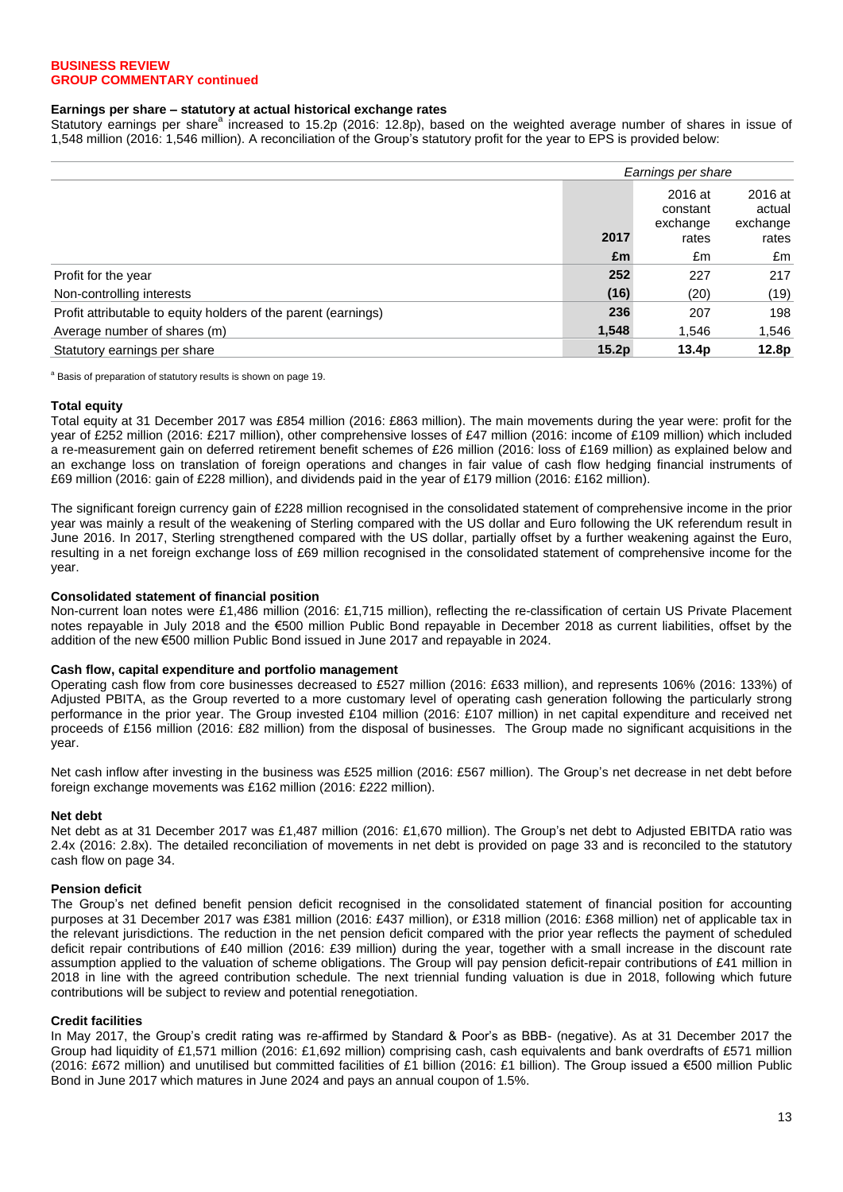**BUSINESS REVIEW**
**GROUP COMMENTARY continued**

### Earnings per share – statutory at actual historical exchange rates

Statutory earnings per share[a] increased to 15.2p (2016: 12.8p), based on the weighted average number of shares in issue of 1,548 million (2016: 1,546 million). A reconciliation of the Group's statutory profit for the year to EPS is provided below:

| | *Earnings per share* | | |
|---|---|---|---|
| | **2017** | 2016 at constant exchange rates | 2016 at actual exchange rates |
| | **£m** | £m | £m |
| Profit for the year | **252** | 227 | 217 |
| Non-controlling interests | **(16)** | (20) | (19) |
| Profit attributable to equity holders of the parent (earnings) | **236** | 207 | 198 |
| Average number of shares (m) | **1,548** | 1,546 | 1,546 |
| Statutory earnings per share | **15.2p** | **13.4p** | **12.8p** |

[a] Basis of preparation of statutory results is shown on page 19.

### Total equity

Total equity at 31 December 2017 was £854 million (2016: £863 million). The main movements during the year were: profit for the year of £252 million (2016: £217 million), other comprehensive losses of £47 million (2016: income of £109 million) which included a re-measurement gain on deferred retirement benefit schemes of £26 million (2016: loss of £169 million) as explained below and an exchange loss on translation of foreign operations and changes in fair value of cash flow hedging financial instruments of £69 million (2016: gain of £228 million), and dividends paid in the year of £179 million (2016: £162 million).

The significant foreign currency gain of £228 million recognised in the consolidated statement of comprehensive income in the prior year was mainly a result of the weakening of Sterling compared with the US dollar and Euro following the UK referendum result in June 2016. In 2017, Sterling strengthened compared with the US dollar, partially offset by a further weakening against the Euro, resulting in a net foreign exchange loss of £69 million recognised in the consolidated statement of comprehensive income for the year.

### Consolidated statement of financial position

Non-current loan notes were £1,486 million (2016: £1,715 million), reflecting the re-classification of certain US Private Placement notes repayable in July 2018 and the €500 million Public Bond repayable in December 2018 as current liabilities, offset by the addition of the new €500 million Public Bond issued in June 2017 and repayable in 2024.

### Cash flow, capital expenditure and portfolio management

Operating cash flow from core businesses decreased to £527 million (2016: £633 million), and represents 106% (2016: 133%) of Adjusted PBITA, as the Group reverted to a more customary level of operating cash generation following the particularly strong performance in the prior year. The Group invested £104 million (2016: £107 million) in net capital expenditure and received net proceeds of £156 million (2016: £82 million) from the disposal of businesses. The Group made no significant acquisitions in the year.

Net cash inflow after investing in the business was £525 million (2016: £567 million). The Group's net decrease in net debt before foreign exchange movements was £162 million (2016: £222 million).

### Net debt

Net debt as at 31 December 2017 was £1,487 million (2016: £1,670 million). The Group's net debt to Adjusted EBITDA ratio was 2.4x (2016: 2.8x). The detailed reconciliation of movements in net debt is provided on page 33 and is reconciled to the statutory cash flow on page 34.

### Pension deficit

The Group's net defined benefit pension deficit recognised in the consolidated statement of financial position for accounting purposes at 31 December 2017 was £381 million (2016: £437 million), or £318 million (2016: £368 million) net of applicable tax in the relevant jurisdictions. The reduction in the net pension deficit compared with the prior year reflects the payment of scheduled deficit repair contributions of £40 million (2016: £39 million) during the year, together with a small increase in the discount rate assumption applied to the valuation of scheme obligations. The Group will pay pension deficit-repair contributions of £41 million in 2018 in line with the agreed contribution schedule. The next triennial funding valuation is due in 2018, following which future contributions will be subject to review and potential renegotiation.

### Credit facilities

In May 2017, the Group's credit rating was re-affirmed by Standard & Poor's as BBB- (negative). As at 31 December 2017 the Group had liquidity of £1,571 million (2016: £1,692 million) comprising cash, cash equivalents and bank overdrafts of £571 million (2016: £672 million) and unutilised but committed facilities of £1 billion (2016: £1 billion). The Group issued a €500 million Public Bond in June 2017 which matures in June 2024 and pays an annual coupon of 1.5%.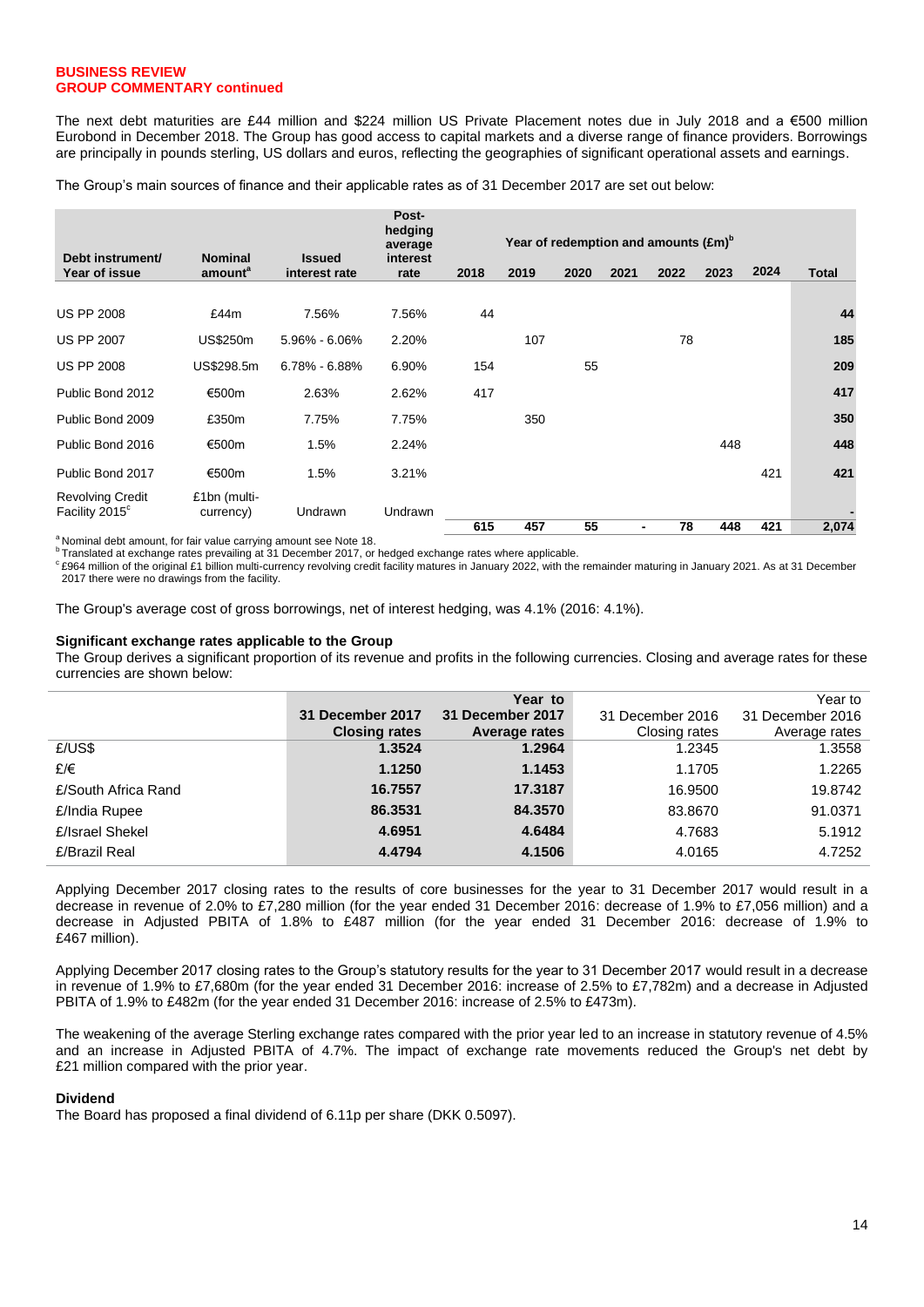**BUSINESS REVIEW**
**GROUP COMMENTARY continued**

The next debt maturities are £44 million and $224 million US Private Placement notes due in July 2018 and a €500 million Eurobond in December 2018. The Group has good access to capital markets and a diverse range of finance providers. Borrowings are principally in pounds sterling, US dollars and euros, reflecting the geographies of significant operational assets and earnings.

The Group's main sources of finance and their applicable rates as of 31 December 2017 are set out below:

| Debt instrument/ Year of issue | Nominal amount[a] | Issued interest rate | Post-hedging average interest rate | Year of redemption and amounts (£m)[b] 2018 | 2019 | 2020 | 2021 | 2022 | 2023 | 2024 | Total |
|---|---|---|---|---|---|---|---|---|---|---|---|
| US PP 2008 | £44m | 7.56% | 7.56% | 44 | | | | | | | **44** |
| US PP 2007 | US$250m | 5.96% - 6.06% | 2.20% | | 107 | | | 78 | | | **185** |
| US PP 2008 | US$298.5m | 6.78% - 6.88% | 6.90% | 154 | | 55 | | | | | **209** |
| Public Bond 2012 | €500m | 2.63% | 2.62% | 417 | | | | | | | **417** |
| Public Bond 2009 | £350m | 7.75% | 7.75% | | 350 | | | | | | **350** |
| Public Bond 2016 | €500m | 1.5% | 2.24% | | | | | | 448 | | **448** |
| Public Bond 2017 | €500m | 1.5% | 3.21% | | | | | | | 421 | **421** |
| Revolving Credit Facility 2015[c] | £1bn (multi-currency) | Undrawn | Undrawn | | | | | | | | **-** |
| | | | | **615** | **457** | **55** | **-** | **78** | **448** | **421** | **2,074** |

[a] Nominal debt amount, for fair value carrying amount see Note 18.
[b] Translated at exchange rates prevailing at 31 December 2017, or hedged exchange rates where applicable.
[c] £964 million of the original £1 billion multi-currency revolving credit facility matures in January 2022, with the remainder maturing in January 2021. As at 31 December 2017 there were no drawings from the facility.

The Group's average cost of gross borrowings, net of interest hedging, was 4.1% (2016: 4.1%).

**Significant exchange rates applicable to the Group**
The Group derives a significant proportion of its revenue and profits in the following currencies. Closing and average rates for these currencies are shown below:

| | **31 December 2017 Closing rates** | **Year to 31 December 2017 Average rates** | 31 December 2016 Closing rates | Year to 31 December 2016 Average rates |
|---|---|---|---|---|
| £/US$ | **1.3524** | **1.2964** | 1.2345 | 1.3558 |
| £/€ | **1.1250** | **1.1453** | 1.1705 | 1.2265 |
| £/South Africa Rand | **16.7557** | **17.3187** | 16.9500 | 19.8742 |
| £/India Rupee | **86.3531** | **84.3570** | 83.8670 | 91.0371 |
| £/Israel Shekel | **4.6951** | **4.6484** | 4.7683 | 5.1912 |
| £/Brazil Real | **4.4794** | **4.1506** | 4.0165 | 4.7252 |

Applying December 2017 closing rates to the results of core businesses for the year to 31 December 2017 would result in a decrease in revenue of 2.0% to £7,280 million (for the year ended 31 December 2016: decrease of 1.9% to £7,056 million) and a decrease in Adjusted PBITA of 1.8% to £487 million (for the year ended 31 December 2016: decrease of 1.9% to £467 million).

Applying December 2017 closing rates to the Group's statutory results for the year to 31 December 2017 would result in a decrease in revenue of 1.9% to £7,680m (for the year ended 31 December 2016: increase of 2.5% to £7,782m) and a decrease in Adjusted PBITA of 1.9% to £482m (for the year ended 31 December 2016: increase of 2.5% to £473m).

The weakening of the average Sterling exchange rates compared with the prior year led to an increase in statutory revenue of 4.5% and an increase in Adjusted PBITA of 4.7%. The impact of exchange rate movements reduced the Group's net debt by £21 million compared with the prior year.

**Dividend**
The Board has proposed a final dividend of 6.11p per share (DKK 0.5097).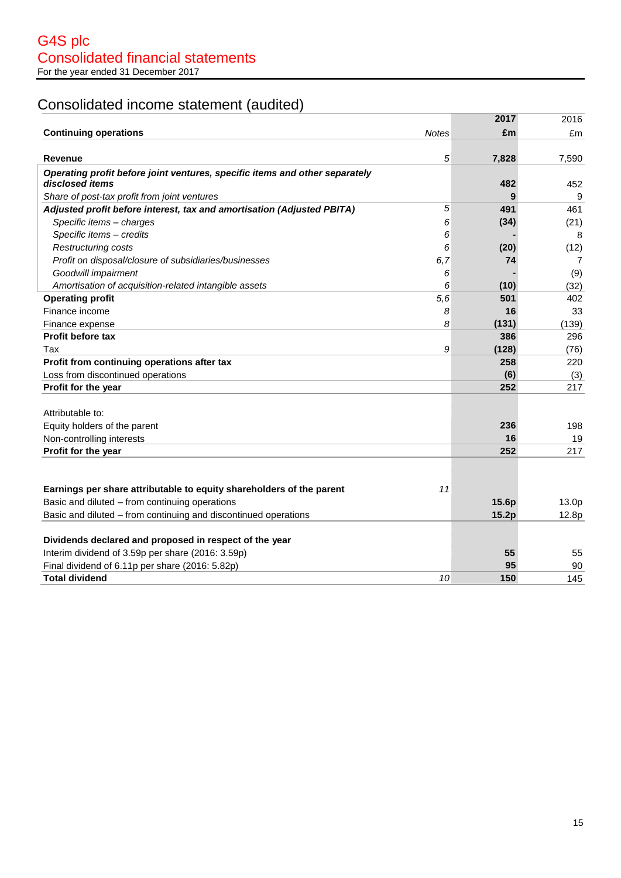# G4S plc
# Consolidated financial statements
For the year ended 31 December 2017

## Consolidated income statement (audited)

| Continuing operations | Notes | 2017<br>£m | 2016<br>£m |
|---|---|---|---|
| **Revenue** | 5 | **7,828** | 7,590 |
| ***Operating profit before joint ventures, specific items and other separately disclosed items*** | | **482** | 452 |
| *Share of post-tax profit from joint ventures* | | **9** | 9 |
| ***Adjusted profit before interest, tax and amortisation (Adjusted PBITA)*** | 5 | **491** | 461 |
| *Specific items – charges* | 6 | **(34)** | (21) |
| *Specific items – credits* | 6 | **-** | 8 |
| *Restructuring costs* | 6 | **(20)** | (12) |
| *Profit on disposal/closure of subsidiaries/businesses* | 6,7 | **74** | 7 |
| *Goodwill impairment* | 6 | **-** | (9) |
| *Amortisation of acquisition-related intangible assets* | 6 | **(10)** | (32) |
| **Operating profit** | 5,6 | **501** | 402 |
| Finance income | 8 | **16** | 33 |
| Finance expense | 8 | **(131)** | (139) |
| **Profit before tax** | | **386** | 296 |
| Tax | 9 | **(128)** | (76) |
| **Profit from continuing operations after tax** | | **258** | 220 |
| Loss from discontinued operations | | **(6)** | (3) |
| **Profit for the year** | | **252** | 217 |
| | | | |
| Attributable to: | | | |
| Equity holders of the parent | | **236** | 198 |
| Non-controlling interests | | **16** | 19 |
| **Profit for the year** | | **252** | 217 |
| | | | |
| **Earnings per share attributable to equity shareholders of the parent** | 11 | | |
| Basic and diluted – from continuing operations | | **15.6p** | 13.0p |
| Basic and diluted – from continuing and discontinued operations | | **15.2p** | 12.8p |
| | | | |
| **Dividends declared and proposed in respect of the year** | | | |
| Interim dividend of 3.59p per share (2016: 3.59p) | | **55** | 55 |
| Final dividend of 6.11p per share (2016: 5.82p) | | **95** | 90 |
| **Total dividend** | 10 | **150** | 145 |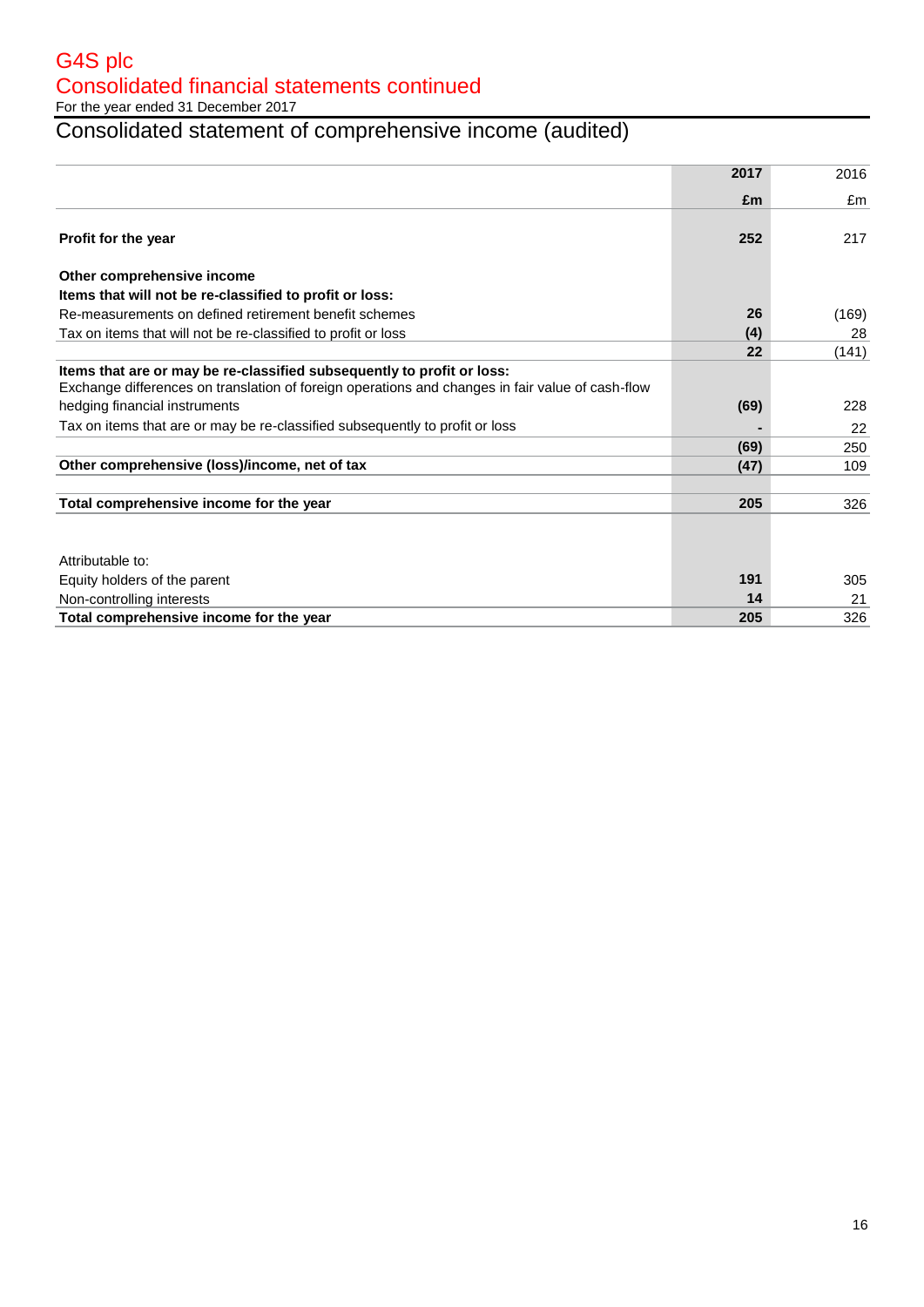# G4S plc

## Consolidated financial statements continued

For the year ended 31 December 2017

## Consolidated statement of comprehensive income (audited)

| | **2017** | 2016 |
|---|---|---|
| | **£m** | £m |
| **Profit for the year** | **252** | 217 |
| **Other comprehensive income** | | |
| **Items that will not be re-classified to profit or loss:** | | |
| Re-measurements on defined retirement benefit schemes | **26** | (169) |
| Tax on items that will not be re-classified to profit or loss | **(4)** | 28 |
| | **22** | (141) |
| **Items that are or may be re-classified subsequently to profit or loss:** | | |
| Exchange differences on translation of foreign operations and changes in fair value of cash-flow hedging financial instruments | **(69)** | 228 |
| Tax on items that are or may be re-classified subsequently to profit or loss | **-** | 22 |
| | **(69)** | 250 |
| **Other comprehensive (loss)/income, net of tax** | **(47)** | 109 |
| **Total comprehensive income for the year** | **205** | 326 |
| Attributable to: | | |
| Equity holders of the parent | **191** | 305 |
| Non-controlling interests | **14** | 21 |
| **Total comprehensive income for the year** | **205** | 326 |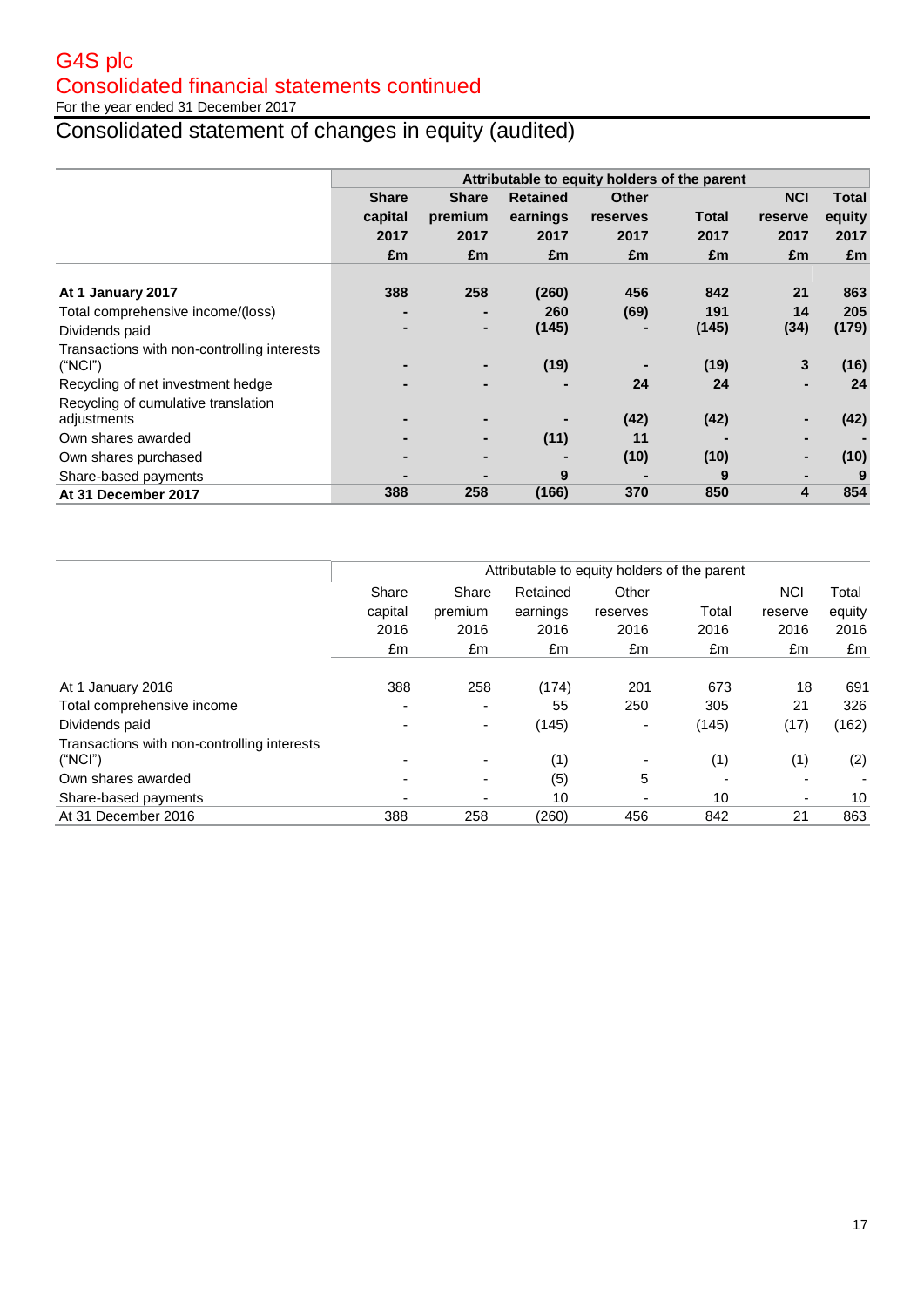# G4S plc

## Consolidated financial statements continued

For the year ended 31 December 2017

## Consolidated statement of changes in equity (audited)

| | Attributable to equity holders of the parent | | | | | | |
|---|---|---|---|---|---|---|---|
| | **Share capital 2017 £m** | **Share premium 2017 £m** | **Retained earnings 2017 £m** | **Other reserves 2017 £m** | **Total 2017 £m** | **NCI reserve 2017 £m** | **Total equity 2017 £m** |
| **At 1 January 2017** | **388** | **258** | **(260)** | **456** | **842** | **21** | **863** |
| Total comprehensive income/(loss) | **-** | **-** | **260** | **(69)** | **191** | **14** | **205** |
| Dividends paid | **-** | **-** | **(145)** | **-** | **(145)** | **(34)** | **(179)** |
| Transactions with non-controlling interests ("NCI") | **-** | **-** | **(19)** | **-** | **(19)** | **3** | **(16)** |
| Recycling of net investment hedge | **-** | **-** | **-** | **24** | **24** | **-** | **24** |
| Recycling of cumulative translation adjustments | **-** | **-** | **-** | **(42)** | **(42)** | **-** | **(42)** |
| Own shares awarded | **-** | **-** | **(11)** | **11** | **-** | **-** | **-** |
| Own shares purchased | **-** | **-** | **-** | **(10)** | **(10)** | **-** | **(10)** |
| Share-based payments | **-** | **-** | **9** | **-** | **9** | **-** | **9** |
| **At 31 December 2017** | **388** | **258** | **(166)** | **370** | **850** | **4** | **854** |

| | Attributable to equity holders of the parent | | | | | | |
|---|---|---|---|---|---|---|---|
| | Share capital 2016 £m | Share premium 2016 £m | Retained earnings 2016 £m | Other reserves 2016 £m | Total 2016 £m | NCI reserve 2016 £m | Total equity 2016 £m |
| At 1 January 2016 | 388 | 258 | (174) | 201 | 673 | 18 | 691 |
| Total comprehensive income | - | - | 55 | 250 | 305 | 21 | 326 |
| Dividends paid | - | - | (145) | - | (145) | (17) | (162) |
| Transactions with non-controlling interests ("NCI") | - | - | (1) | - | (1) | (1) | (2) |
| Own shares awarded | - | - | (5) | 5 | - | - | - |
| Share-based payments | - | - | 10 | - | 10 | - | 10 |
| At 31 December 2016 | 388 | 258 | (260) | 456 | 842 | 21 | 863 |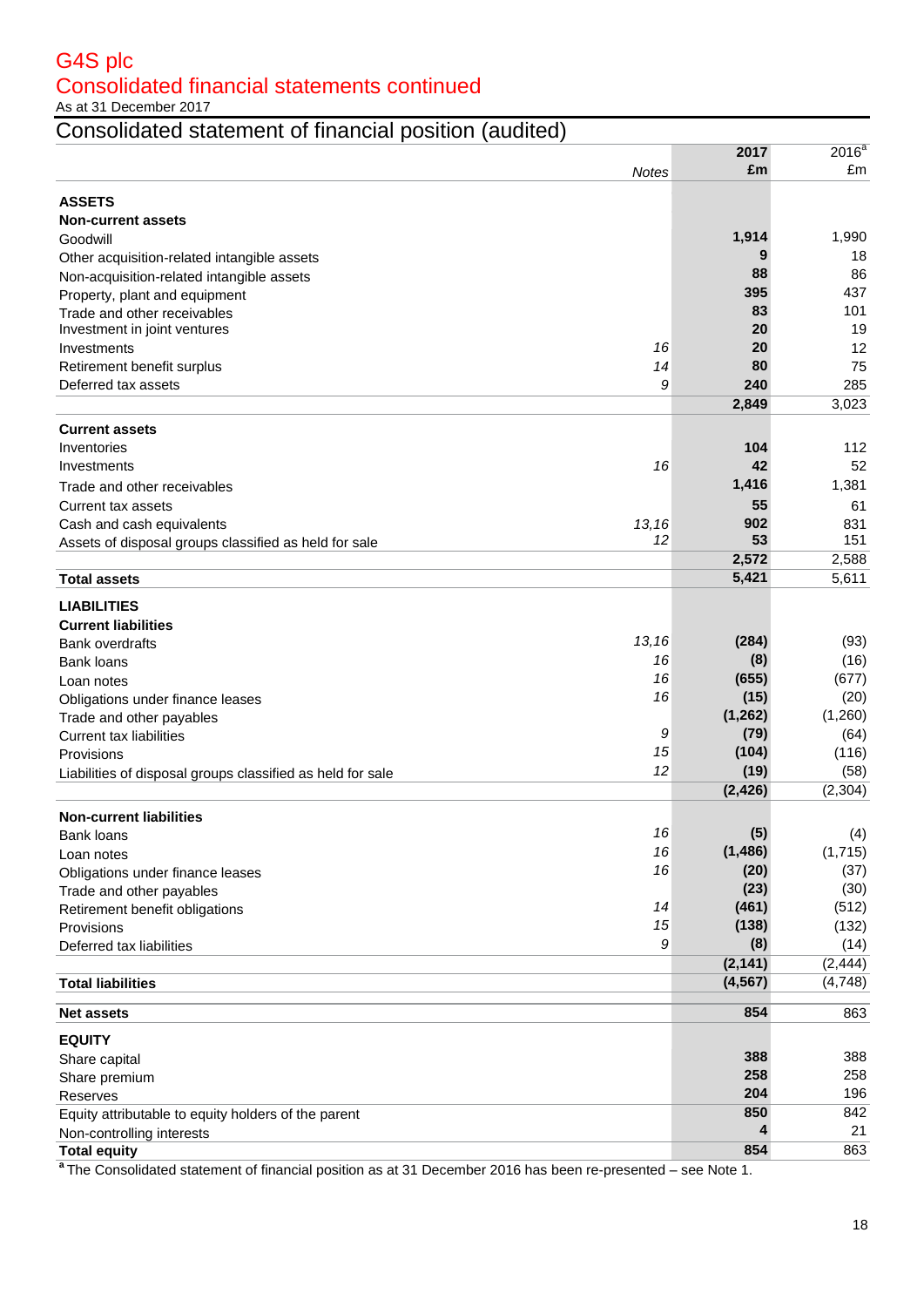# G4S plc

## Consolidated financial statements continued

As at 31 December 2017

### Consolidated statement of financial position (audited)

| | Notes | 2017 £m | 2016[a] £m |
|---|---|---|---|
| **ASSETS** | | | |
| **Non-current assets** | | | |
| Goodwill | | **1,914** | 1,990 |
| Other acquisition-related intangible assets | | **9** | 18 |
| Non-acquisition-related intangible assets | | **88** | 86 |
| Property, plant and equipment | | **395** | 437 |
| Trade and other receivables | | **83** | 101 |
| Investment in joint ventures | | **20** | 19 |
| Investments | *16* | **20** | 12 |
| Retirement benefit surplus | *14* | **80** | 75 |
| Deferred tax assets | *9* | **240** | 285 |
| | | **2,849** | 3,023 |
| **Current assets** | | | |
| Inventories | | **104** | 112 |
| Investments | *16* | **42** | 52 |
| Trade and other receivables | | **1,416** | 1,381 |
| Current tax assets | | **55** | 61 |
| Cash and cash equivalents | *13,16* | **902** | 831 |
| Assets of disposal groups classified as held for sale | *12* | **53** | 151 |
| | | **2,572** | 2,588 |
| **Total assets** | | **5,421** | 5,611 |
| **LIABILITIES** | | | |
| **Current liabilities** | | | |
| Bank overdrafts | *13,16* | **(284)** | (93) |
| Bank loans | *16* | **(8)** | (16) |
| Loan notes | *16* | **(655)** | (677) |
| Obligations under finance leases | *16* | **(15)** | (20) |
| Trade and other payables | | **(1,262)** | (1,260) |
| Current tax liabilities | *9* | **(79)** | (64) |
| Provisions | *15* | **(104)** | (116) |
| Liabilities of disposal groups classified as held for sale | *12* | **(19)** | (58) |
| | | **(2,426)** | (2,304) |
| **Non-current liabilities** | | | |
| Bank loans | *16* | **(5)** | (4) |
| Loan notes | *16* | **(1,486)** | (1,715) |
| Obligations under finance leases | *16* | **(20)** | (37) |
| Trade and other payables | | **(23)** | (30) |
| Retirement benefit obligations | *14* | **(461)** | (512) |
| Provisions | *15* | **(138)** | (132) |
| Deferred tax liabilities | *9* | **(8)** | (14) |
| | | **(2,141)** | (2,444) |
| **Total liabilities** | | **(4,567)** | (4,748) |
| **Net assets** | | **854** | 863 |
| **EQUITY** | | | |
| Share capital | | **388** | 388 |
| Share premium | | **258** | 258 |
| Reserves | | **204** | 196 |
| Equity attributable to equity holders of the parent | | **850** | 842 |
| Non-controlling interests | | **4** | 21 |
| **Total equity** | | **854** | 863 |

[a] The Consolidated statement of financial position as at 31 December 2016 has been re-presented – see Note 1.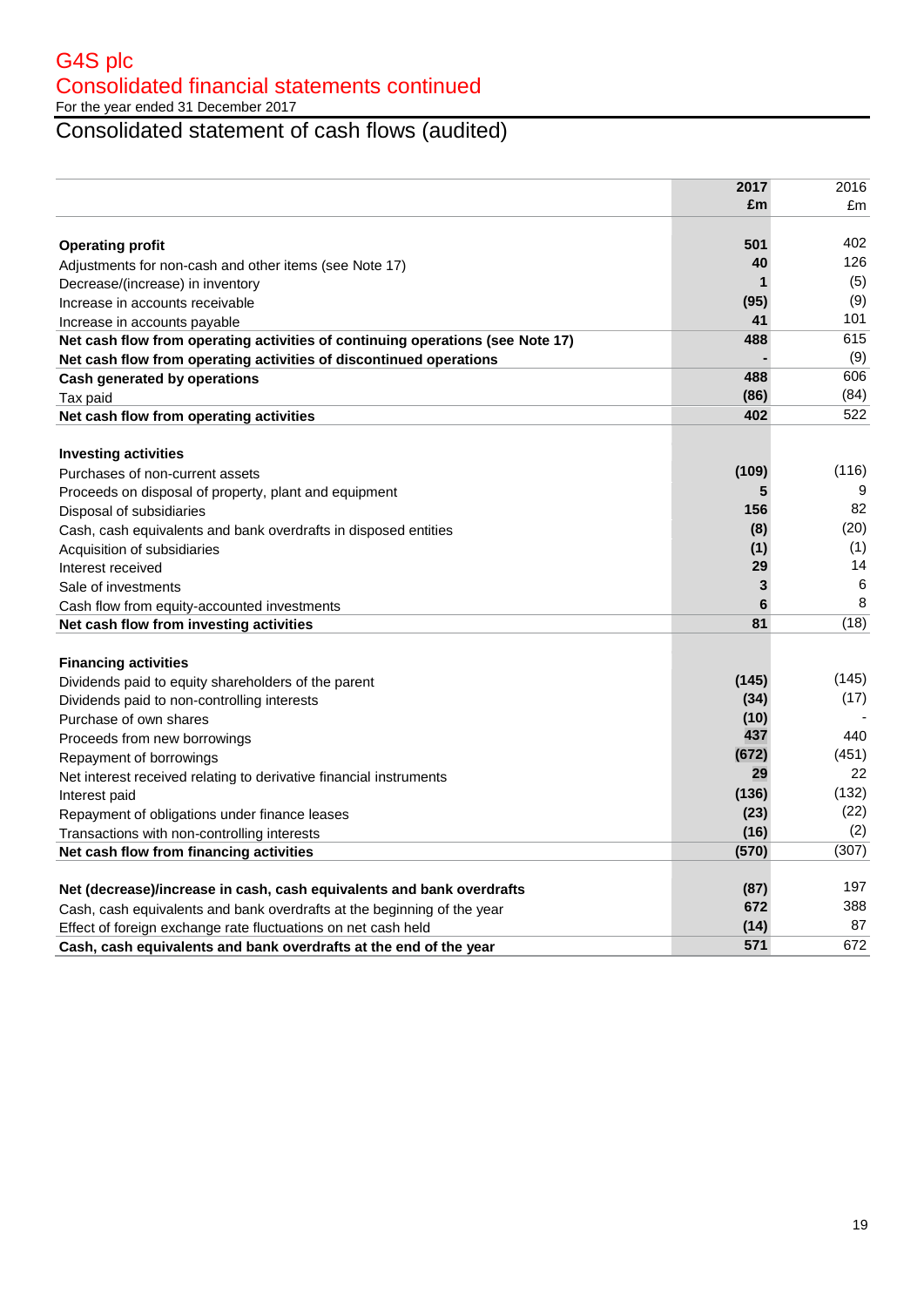# G4S plc

## Consolidated financial statements continued

For the year ended 31 December 2017

## Consolidated statement of cash flows (audited)

| | **2017 £m** | 2016 £m |
|---|---|---|
| **Operating profit** | **501** | 402 |
| Adjustments for non-cash and other items (see Note 17) | **40** | 126 |
| Decrease/(increase) in inventory | **1** | (5) |
| Increase in accounts receivable | **(95)** | (9) |
| Increase in accounts payable | **41** | 101 |
| **Net cash flow from operating activities of continuing operations (see Note 17)** | **488** | 615 |
| **Net cash flow from operating activities of discontinued operations** | **-** | (9) |
| **Cash generated by operations** | **488** | 606 |
| Tax paid | **(86)** | (84) |
| **Net cash flow from operating activities** | **402** | 522 |
| | | |
| **Investing activities** | | |
| Purchases of non-current assets | **(109)** | (116) |
| Proceeds on disposal of property, plant and equipment | **5** | 9 |
| Disposal of subsidiaries | **156** | 82 |
| Cash, cash equivalents and bank overdrafts in disposed entities | **(8)** | (20) |
| Acquisition of subsidiaries | **(1)** | (1) |
| Interest received | **29** | 14 |
| Sale of investments | **3** | 6 |
| Cash flow from equity-accounted investments | **6** | 8 |
| **Net cash flow from investing activities** | **81** | (18) |
| | | |
| **Financing activities** | | |
| Dividends paid to equity shareholders of the parent | **(145)** | (145) |
| Dividends paid to non-controlling interests | **(34)** | (17) |
| Purchase of own shares | **(10)** | - |
| Proceeds from new borrowings | **437** | 440 |
| Repayment of borrowings | **(672)** | (451) |
| Net interest received relating to derivative financial instruments | **29** | 22 |
| Interest paid | **(136)** | (132) |
| Repayment of obligations under finance leases | **(23)** | (22) |
| Transactions with non-controlling interests | **(16)** | (2) |
| **Net cash flow from financing activities** | **(570)** | (307) |
| | | |
| **Net (decrease)/increase in cash, cash equivalents and bank overdrafts** | **(87)** | 197 |
| Cash, cash equivalents and bank overdrafts at the beginning of the year | **672** | 388 |
| Effect of foreign exchange rate fluctuations on net cash held | **(14)** | 87 |
| **Cash, cash equivalents and bank overdrafts at the end of the year** | **571** | 672 |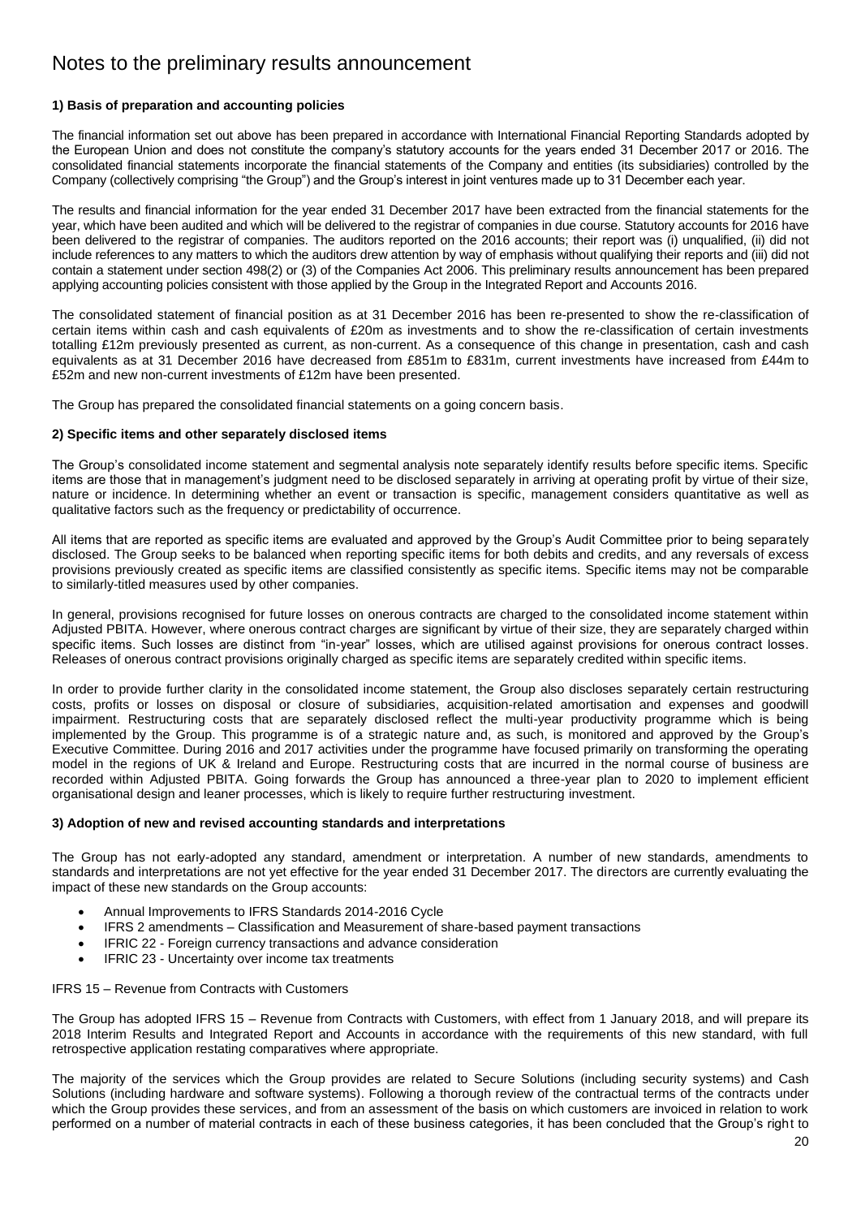# Notes to the preliminary results announcement

**1) Basis of preparation and accounting policies**

The financial information set out above has been prepared in accordance with International Financial Reporting Standards adopted by the European Union and does not constitute the company's statutory accounts for the years ended 31 December 2017 or 2016. The consolidated financial statements incorporate the financial statements of the Company and entities (its subsidiaries) controlled by the Company (collectively comprising "the Group") and the Group's interest in joint ventures made up to 31 December each year.

The results and financial information for the year ended 31 December 2017 have been extracted from the financial statements for the year, which have been audited and which will be delivered to the registrar of companies in due course. Statutory accounts for 2016 have been delivered to the registrar of companies. The auditors reported on the 2016 accounts; their report was (i) unqualified, (ii) did not include references to any matters to which the auditors drew attention by way of emphasis without qualifying their reports and (iii) did not contain a statement under section 498(2) or (3) of the Companies Act 2006. This preliminary results announcement has been prepared applying accounting policies consistent with those applied by the Group in the Integrated Report and Accounts 2016.

The consolidated statement of financial position as at 31 December 2016 has been re-presented to show the re-classification of certain items within cash and cash equivalents of £20m as investments and to show the re-classification of certain investments totalling £12m previously presented as current, as non-current. As a consequence of this change in presentation, cash and cash equivalents as at 31 December 2016 have decreased from £851m to £831m, current investments have increased from £44m to £52m and new non-current investments of £12m have been presented.

The Group has prepared the consolidated financial statements on a going concern basis.

**2) Specific items and other separately disclosed items**

The Group's consolidated income statement and segmental analysis note separately identify results before specific items. Specific items are those that in management's judgment need to be disclosed separately in arriving at operating profit by virtue of their size, nature or incidence. In determining whether an event or transaction is specific, management considers quantitative as well as qualitative factors such as the frequency or predictability of occurrence.

All items that are reported as specific items are evaluated and approved by the Group's Audit Committee prior to being separately disclosed. The Group seeks to be balanced when reporting specific items for both debits and credits, and any reversals of excess provisions previously created as specific items are classified consistently as specific items. Specific items may not be comparable to similarly-titled measures used by other companies.

In general, provisions recognised for future losses on onerous contracts are charged to the consolidated income statement within Adjusted PBITA. However, where onerous contract charges are significant by virtue of their size, they are separately charged within specific items. Such losses are distinct from "in-year" losses, which are utilised against provisions for onerous contract losses. Releases of onerous contract provisions originally charged as specific items are separately credited within specific items.

In order to provide further clarity in the consolidated income statement, the Group also discloses separately certain restructuring costs, profits or losses on disposal or closure of subsidiaries, acquisition-related amortisation and expenses and goodwill impairment. Restructuring costs that are separately disclosed reflect the multi-year productivity programme which is being implemented by the Group. This programme is of a strategic nature and, as such, is monitored and approved by the Group's Executive Committee. During 2016 and 2017 activities under the programme have focused primarily on transforming the operating model in the regions of UK & Ireland and Europe. Restructuring costs that are incurred in the normal course of business are recorded within Adjusted PBITA. Going forwards the Group has announced a three-year plan to 2020 to implement efficient organisational design and leaner processes, which is likely to require further restructuring investment.

**3) Adoption of new and revised accounting standards and interpretations**

The Group has not early-adopted any standard, amendment or interpretation. A number of new standards, amendments to standards and interpretations are not yet effective for the year ended 31 December 2017. The directors are currently evaluating the impact of these new standards on the Group accounts:

- Annual Improvements to IFRS Standards 2014-2016 Cycle
- IFRS 2 amendments – Classification and Measurement of share-based payment transactions
- IFRIC 22 - Foreign currency transactions and advance consideration
- IFRIC 23 - Uncertainty over income tax treatments

IFRS 15 – Revenue from Contracts with Customers

The Group has adopted IFRS 15 – Revenue from Contracts with Customers, with effect from 1 January 2018, and will prepare its 2018 Interim Results and Integrated Report and Accounts in accordance with the requirements of this new standard, with full retrospective application restating comparatives where appropriate.

The majority of the services which the Group provides are related to Secure Solutions (including security systems) and Cash Solutions (including hardware and software systems). Following a thorough review of the contractual terms of the contracts under which the Group provides these services, and from an assessment of the basis on which customers are invoiced in relation to work performed on a number of material contracts in each of these business categories, it has been concluded that the Group's right to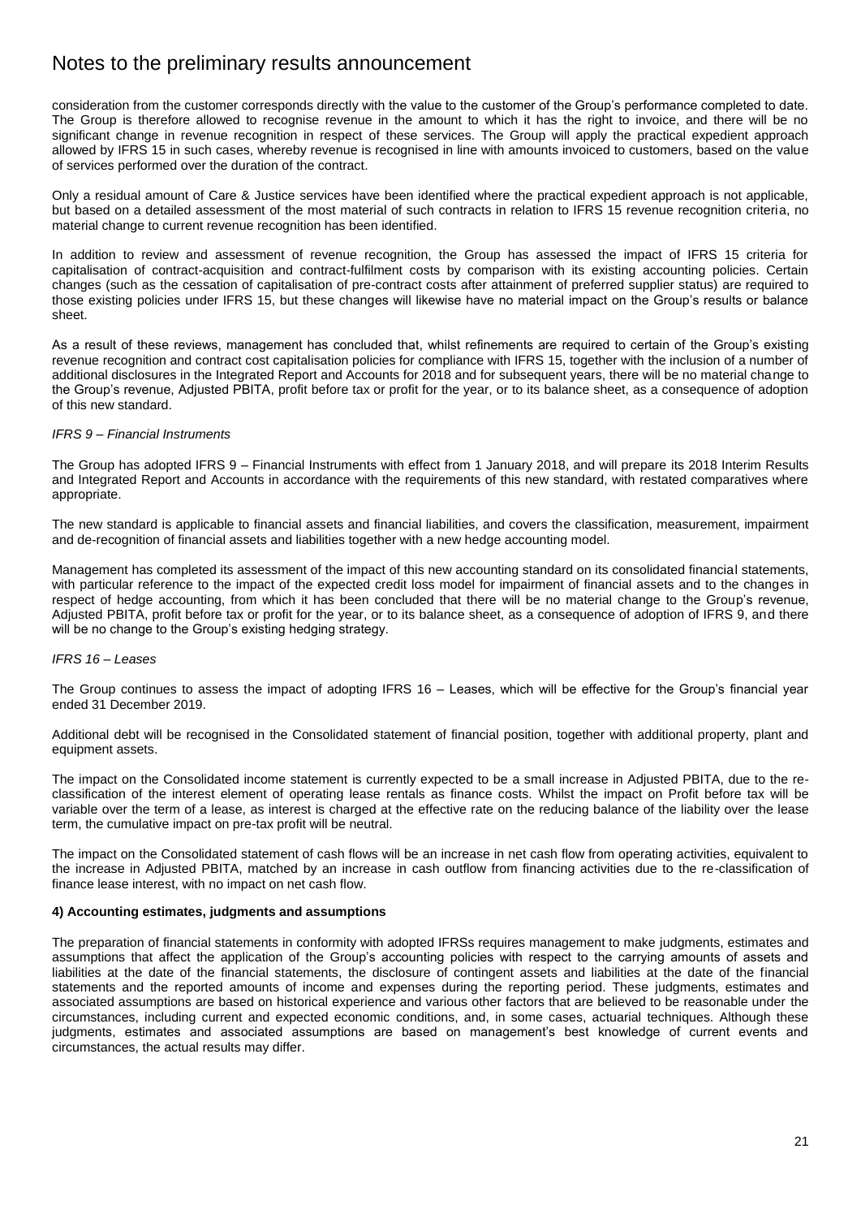consideration from the customer corresponds directly with the value to the customer of the Group's performance completed to date. The Group is therefore allowed to recognise revenue in the amount to which it has the right to invoice, and there will be no significant change in revenue recognition in respect of these services. The Group will apply the practical expedient approach allowed by IFRS 15 in such cases, whereby revenue is recognised in line with amounts invoiced to customers, based on the value of services performed over the duration of the contract.

Only a residual amount of Care & Justice services have been identified where the practical expedient approach is not applicable, but based on a detailed assessment of the most material of such contracts in relation to IFRS 15 revenue recognition criteria, no material change to current revenue recognition has been identified.

In addition to review and assessment of revenue recognition, the Group has assessed the impact of IFRS 15 criteria for capitalisation of contract-acquisition and contract-fulfilment costs by comparison with its existing accounting policies. Certain changes (such as the cessation of capitalisation of pre-contract costs after attainment of preferred supplier status) are required to those existing policies under IFRS 15, but these changes will likewise have no material impact on the Group's results or balance sheet.

As a result of these reviews, management has concluded that, whilst refinements are required to certain of the Group's existing revenue recognition and contract cost capitalisation policies for compliance with IFRS 15, together with the inclusion of a number of additional disclosures in the Integrated Report and Accounts for 2018 and for subsequent years, there will be no material change to the Group's revenue, Adjusted PBITA, profit before tax or profit for the year, or to its balance sheet, as a consequence of adoption of this new standard.

*IFRS 9 – Financial Instruments*

The Group has adopted IFRS 9 – Financial Instruments with effect from 1 January 2018, and will prepare its 2018 Interim Results and Integrated Report and Accounts in accordance with the requirements of this new standard, with restated comparatives where appropriate.

The new standard is applicable to financial assets and financial liabilities, and covers the classification, measurement, impairment and de-recognition of financial assets and liabilities together with a new hedge accounting model.

Management has completed its assessment of the impact of this new accounting standard on its consolidated financial statements, with particular reference to the impact of the expected credit loss model for impairment of financial assets and to the changes in respect of hedge accounting, from which it has been concluded that there will be no material change to the Group's revenue, Adjusted PBITA, profit before tax or profit for the year, or to its balance sheet, as a consequence of adoption of IFRS 9, and there will be no change to the Group's existing hedging strategy.

*IFRS 16 – Leases*

The Group continues to assess the impact of adopting IFRS 16 – Leases, which will be effective for the Group's financial year ended 31 December 2019.

Additional debt will be recognised in the Consolidated statement of financial position, together with additional property, plant and equipment assets.

The impact on the Consolidated income statement is currently expected to be a small increase in Adjusted PBITA, due to the re-classification of the interest element of operating lease rentals as finance costs. Whilst the impact on Profit before tax will be variable over the term of a lease, as interest is charged at the effective rate on the reducing balance of the liability over the lease term, the cumulative impact on pre-tax profit will be neutral.

The impact on the Consolidated statement of cash flows will be an increase in net cash flow from operating activities, equivalent to the increase in Adjusted PBITA, matched by an increase in cash outflow from financing activities due to the re-classification of finance lease interest, with no impact on net cash flow.

**4) Accounting estimates, judgments and assumptions**

The preparation of financial statements in conformity with adopted IFRSs requires management to make judgments, estimates and assumptions that affect the application of the Group's accounting policies with respect to the carrying amounts of assets and liabilities at the date of the financial statements, the disclosure of contingent assets and liabilities at the date of the financial statements and the reported amounts of income and expenses during the reporting period. These judgments, estimates and associated assumptions are based on historical experience and various other factors that are believed to be reasonable under the circumstances, including current and expected economic conditions, and, in some cases, actuarial techniques. Although these judgments, estimates and associated assumptions are based on management's best knowledge of current events and circumstances, the actual results may differ.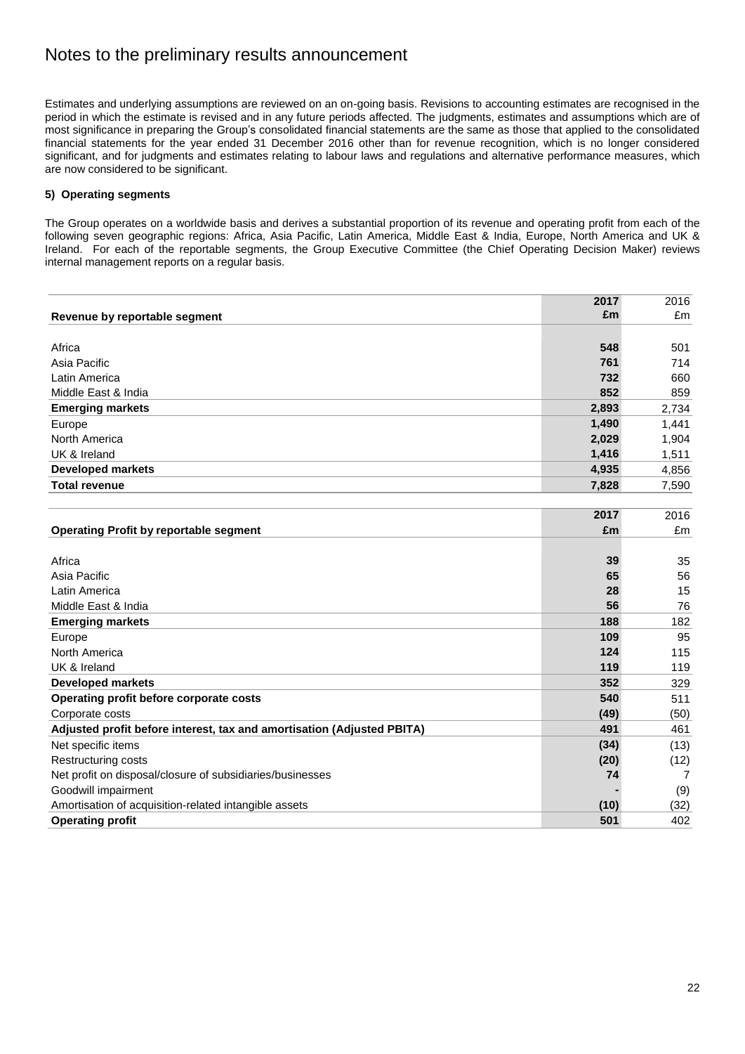# Notes to the preliminary results announcement

Estimates and underlying assumptions are reviewed on an on-going basis. Revisions to accounting estimates are recognised in the period in which the estimate is revised and in any future periods affected. The judgments, estimates and assumptions which are of most significance in preparing the Group's consolidated financial statements are the same as those that applied to the consolidated financial statements for the year ended 31 December 2016 other than for revenue recognition, which is no longer considered significant, and for judgments and estimates relating to labour laws and regulations and alternative performance measures, which are now considered to be significant.

**5) Operating segments**

The Group operates on a worldwide basis and derives a substantial proportion of its revenue and operating profit from each of the following seven geographic regions: Africa, Asia Pacific, Latin America, Middle East & India, Europe, North America and UK & Ireland. For each of the reportable segments, the Group Executive Committee (the Chief Operating Decision Maker) reviews internal management reports on a regular basis.

| Revenue by reportable segment | 2017 £m | 2016 £m |
|---|---|---|
| Africa | 548 | 501 |
| Asia Pacific | 761 | 714 |
| Latin America | 732 | 660 |
| Middle East & India | 852 | 859 |
| **Emerging markets** | **2,893** | 2,734 |
| Europe | 1,490 | 1,441 |
| North America | 2,029 | 1,904 |
| UK & Ireland | 1,416 | 1,511 |
| **Developed markets** | **4,935** | 4,856 |
| **Total revenue** | **7,828** | 7,590 |

| Operating Profit by reportable segment | 2017 £m | 2016 £m |
|---|---|---|
| Africa | 39 | 35 |
| Asia Pacific | 65 | 56 |
| Latin America | 28 | 15 |
| Middle East & India | 56 | 76 |
| **Emerging markets** | **188** | 182 |
| Europe | 109 | 95 |
| North America | 124 | 115 |
| UK & Ireland | 119 | 119 |
| **Developed markets** | **352** | 329 |
| **Operating profit before corporate costs** | **540** | 511 |
| Corporate costs | (49) | (50) |
| **Adjusted profit before interest, tax and amortisation (Adjusted PBITA)** | **491** | 461 |
| Net specific items | (34) | (13) |
| Restructuring costs | (20) | (12) |
| Net profit on disposal/closure of subsidiaries/businesses | 74 | 7 |
| Goodwill impairment | - | (9) |
| Amortisation of acquisition-related intangible assets | (10) | (32) |
| **Operating profit** | **501** | 402 |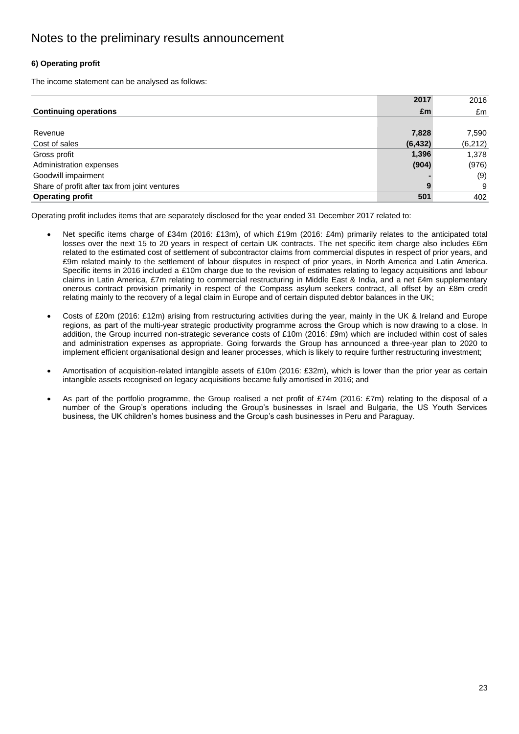# Notes to the preliminary results announcement

### 6) Operating profit

The income statement can be analysed as follows:

| Continuing operations | 2017 £m | 2016 £m |
|---|---|---|
| Revenue | **7,828** | 7,590 |
| Cost of sales | **(6,432)** | (6,212) |
| Gross profit | **1,396** | 1,378 |
| Administration expenses | **(904)** | (976) |
| Goodwill impairment | **-** | (9) |
| Share of profit after tax from joint ventures | **9** | 9 |
| **Operating profit** | **501** | 402 |

Operating profit includes items that are separately disclosed for the year ended 31 December 2017 related to:

- Net specific items charge of £34m (2016: £13m), of which £19m (2016: £4m) primarily relates to the anticipated total losses over the next 15 to 20 years in respect of certain UK contracts. The net specific item charge also includes £6m related to the estimated cost of settlement of subcontractor claims from commercial disputes in respect of prior years, and £9m related mainly to the settlement of labour disputes in respect of prior years, in North America and Latin America. Specific items in 2016 included a £10m charge due to the revision of estimates relating to legacy acquisitions and labour claims in Latin America, £7m relating to commercial restructuring in Middle East & India, and a net £4m supplementary onerous contract provision primarily in respect of the Compass asylum seekers contract, all offset by an £8m credit relating mainly to the recovery of a legal claim in Europe and of certain disputed debtor balances in the UK;

- Costs of £20m (2016: £12m) arising from restructuring activities during the year, mainly in the UK & Ireland and Europe regions, as part of the multi-year strategic productivity programme across the Group which is now drawing to a close. In addition, the Group incurred non-strategic severance costs of £10m (2016: £9m) which are included within cost of sales and administration expenses as appropriate. Going forwards the Group has announced a three-year plan to 2020 to implement efficient organisational design and leaner processes, which is likely to require further restructuring investment;

- Amortisation of acquisition-related intangible assets of £10m (2016: £32m), which is lower than the prior year as certain intangible assets recognised on legacy acquisitions became fully amortised in 2016; and

- As part of the portfolio programme, the Group realised a net profit of £74m (2016: £7m) relating to the disposal of a number of the Group's operations including the Group's businesses in Israel and Bulgaria, the US Youth Services business, the UK children's homes business and the Group's cash businesses in Peru and Paraguay.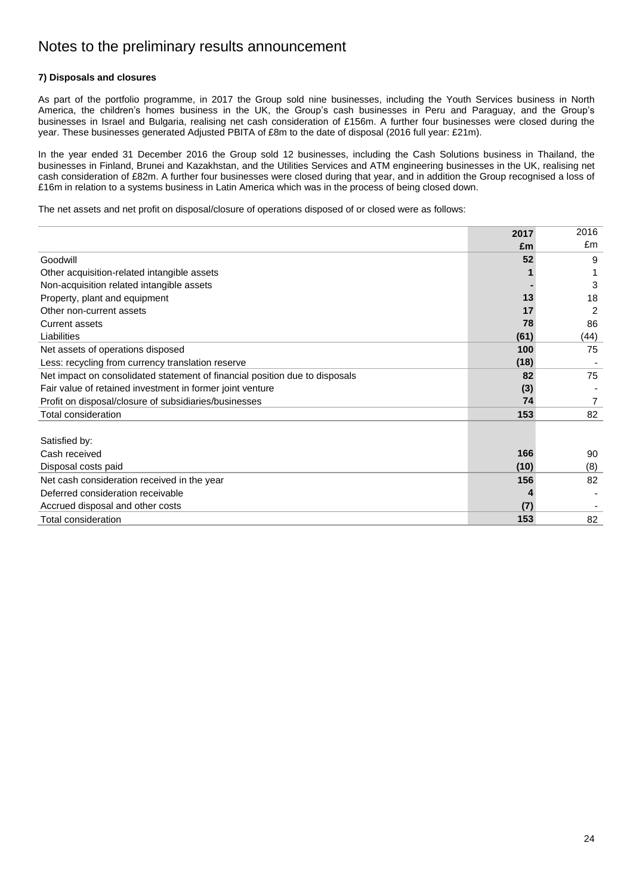# Notes to the preliminary results announcement

**7) Disposals and closures**

As part of the portfolio programme, in 2017 the Group sold nine businesses, including the Youth Services business in North America, the children's homes business in the UK, the Group's cash businesses in Peru and Paraguay, and the Group's businesses in Israel and Bulgaria, realising net cash consideration of £156m. A further four businesses were closed during the year. These businesses generated Adjusted PBITA of £8m to the date of disposal (2016 full year: £21m).

In the year ended 31 December 2016 the Group sold 12 businesses, including the Cash Solutions business in Thailand, the businesses in Finland, Brunei and Kazakhstan, and the Utilities Services and ATM engineering businesses in the UK, realising net cash consideration of £82m. A further four businesses were closed during that year, and in addition the Group recognised a loss of £16m in relation to a systems business in Latin America which was in the process of being closed down.

The net assets and net profit on disposal/closure of operations disposed of or closed were as follows:

| | **2017** **£m** | 2016 £m |
|---|---|---|
| Goodwill | **52** | 9 |
| Other acquisition-related intangible assets | **1** | 1 |
| Non-acquisition related intangible assets | **-** | 3 |
| Property, plant and equipment | **13** | 18 |
| Other non-current assets | **17** | 2 |
| Current assets | **78** | 86 |
| Liabilities | **(61)** | (44) |
| Net assets of operations disposed | **100** | 75 |
| Less: recycling from currency translation reserve | **(18)** | - |
| Net impact on consolidated statement of financial position due to disposals | **82** | 75 |
| Fair value of retained investment in former joint venture | **(3)** | - |
| Profit on disposal/closure of subsidiaries/businesses | **74** | 7 |
| Total consideration | **153** | 82 |
| | | |
| Satisfied by: | | |
| Cash received | **166** | 90 |
| Disposal costs paid | **(10)** | (8) |
| Net cash consideration received in the year | **156** | 82 |
| Deferred consideration receivable | **4** | - |
| Accrued disposal and other costs | **(7)** | - |
| Total consideration | **153** | 82 |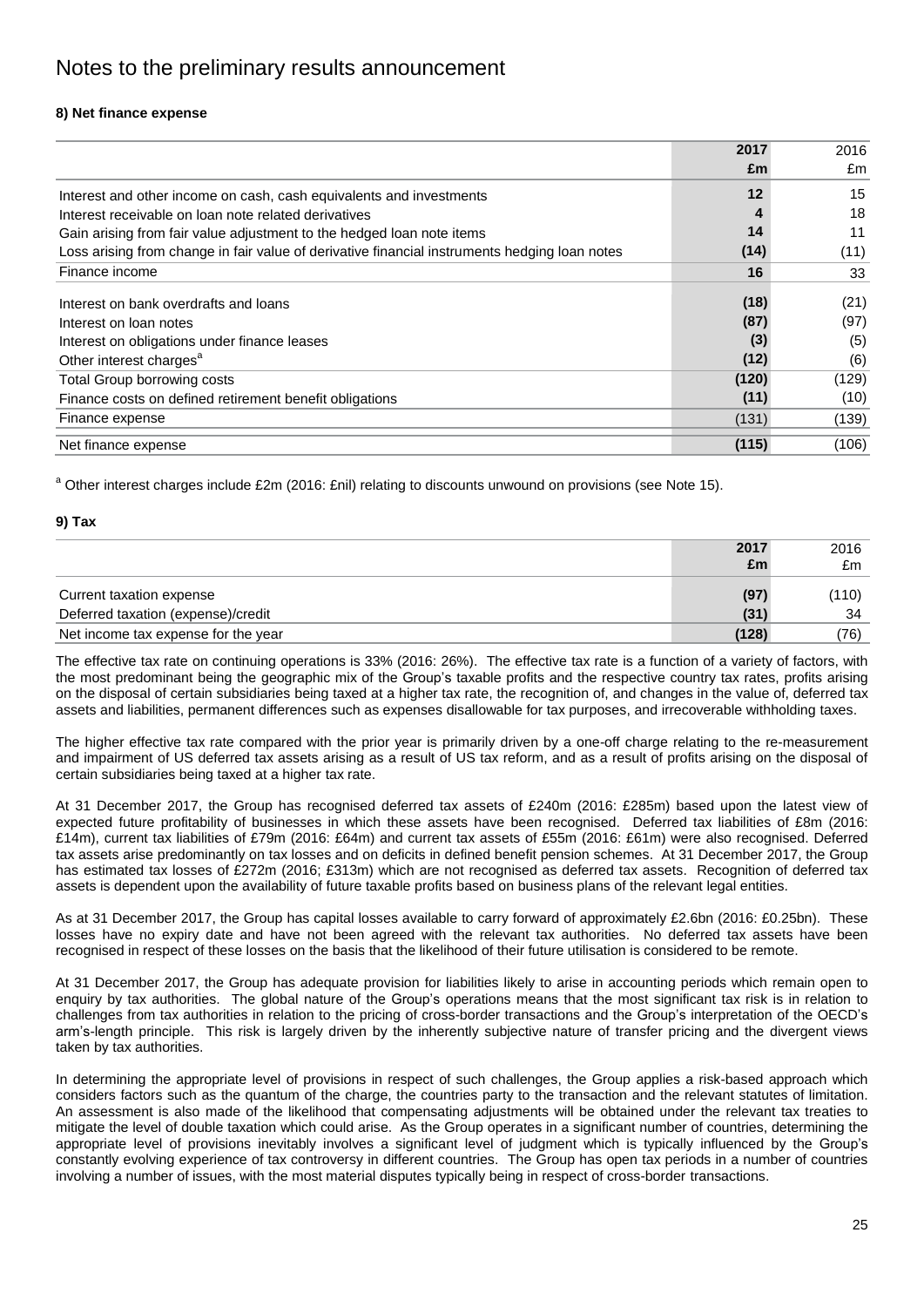# Notes to the preliminary results announcement

### 8) Net finance expense

| | 2017 £m | 2016 £m |
|---|---|---|
| Interest and other income on cash, cash equivalents and investments | **12** | 15 |
| Interest receivable on loan note related derivatives | **4** | 18 |
| Gain arising from fair value adjustment to the hedged loan note items | **14** | 11 |
| Loss arising from change in fair value of derivative financial instruments hedging loan notes | **(14)** | (11) |
| Finance income | **16** | 33 |
| Interest on bank overdrafts and loans | **(18)** | (21) |
| Interest on loan notes | **(87)** | (97) |
| Interest on obligations under finance leases | **(3)** | (5) |
| Other interest charges[a] | **(12)** | (6) |
| Total Group borrowing costs | **(120)** | (129) |
| Finance costs on defined retirement benefit obligations | **(11)** | (10) |
| Finance expense | (131) | (139) |
| Net finance expense | **(115)** | (106) |

[a] Other interest charges include £2m (2016: £nil) relating to discounts unwound on provisions (see Note 15).

### 9) Tax

| | 2017 £m | 2016 £m |
|---|---|---|
| Current taxation expense | **(97)** | (110) |
| Deferred taxation (expense)/credit | **(31)** | 34 |
| Net income tax expense for the year | **(128)** | (76) |

The effective tax rate on continuing operations is 33% (2016: 26%). The effective tax rate is a function of a variety of factors, with the most predominant being the geographic mix of the Group's taxable profits and the respective country tax rates, profits arising on the disposal of certain subsidiaries being taxed at a higher tax rate, the recognition of, and changes in the value of, deferred tax assets and liabilities, permanent differences such as expenses disallowable for tax purposes, and irrecoverable withholding taxes.

The higher effective tax rate compared with the prior year is primarily driven by a one-off charge relating to the re-measurement and impairment of US deferred tax assets arising as a result of US tax reform, and as a result of profits arising on the disposal of certain subsidiaries being taxed at a higher tax rate.

At 31 December 2017, the Group has recognised deferred tax assets of £240m (2016: £285m) based upon the latest view of expected future profitability of businesses in which these assets have been recognised. Deferred tax liabilities of £8m (2016: £14m), current tax liabilities of £79m (2016: £64m) and current tax assets of £55m (2016: £61m) were also recognised. Deferred tax assets arise predominantly on tax losses and on deficits in defined benefit pension schemes. At 31 December 2017, the Group has estimated tax losses of £272m (2016; £313m) which are not recognised as deferred tax assets. Recognition of deferred tax assets is dependent upon the availability of future taxable profits based on business plans of the relevant legal entities.

As at 31 December 2017, the Group has capital losses available to carry forward of approximately £2.6bn (2016: £0.25bn). These losses have no expiry date and have not been agreed with the relevant tax authorities. No deferred tax assets have been recognised in respect of these losses on the basis that the likelihood of their future utilisation is considered to be remote.

At 31 December 2017, the Group has adequate provision for liabilities likely to arise in accounting periods which remain open to enquiry by tax authorities. The global nature of the Group's operations means that the most significant tax risk is in relation to challenges from tax authorities in relation to the pricing of cross-border transactions and the Group's interpretation of the OECD's arm's-length principle. This risk is largely driven by the inherently subjective nature of transfer pricing and the divergent views taken by tax authorities.

In determining the appropriate level of provisions in respect of such challenges, the Group applies a risk-based approach which considers factors such as the quantum of the charge, the countries party to the transaction and the relevant statutes of limitation. An assessment is also made of the likelihood that compensating adjustments will be obtained under the relevant tax treaties to mitigate the level of double taxation which could arise. As the Group operates in a significant number of countries, determining the appropriate level of provisions inevitably involves a significant level of judgment which is typically influenced by the Group's constantly evolving experience of tax controversy in different countries. The Group has open tax periods in a number of countries involving a number of issues, with the most material disputes typically being in respect of cross-border transactions.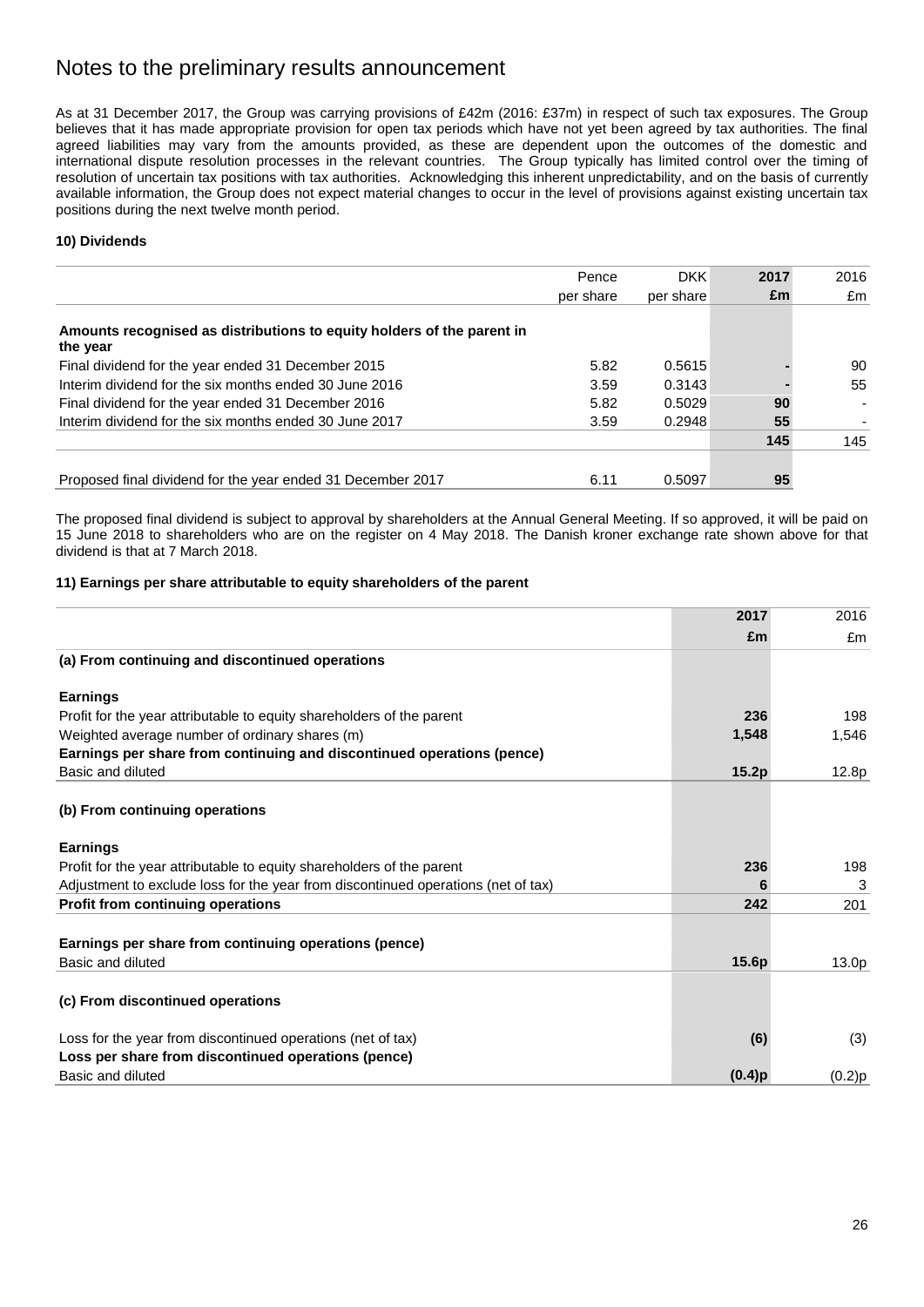# Notes to the preliminary results announcement

As at 31 December 2017, the Group was carrying provisions of £42m (2016: £37m) in respect of such tax exposures. The Group believes that it has made appropriate provision for open tax periods which have not yet been agreed by tax authorities. The final agreed liabilities may vary from the amounts provided, as these are dependent upon the outcomes of the domestic and international dispute resolution processes in the relevant countries. The Group typically has limited control over the timing of resolution of uncertain tax positions with tax authorities. Acknowledging this inherent unpredictability, and on the basis of currently available information, the Group does not expect material changes to occur in the level of provisions against existing uncertain tax positions during the next twelve month period.

**10) Dividends**

| | Pence per share | DKK per share | 2017 £m | 2016 £m |
|---|---|---|---|---|
| **Amounts recognised as distributions to equity holders of the parent in the year** | | | | |
| Final dividend for the year ended 31 December 2015 | 5.82 | 0.5615 | - | 90 |
| Interim dividend for the six months ended 30 June 2016 | 3.59 | 0.3143 | - | 55 |
| Final dividend for the year ended 31 December 2016 | 5.82 | 0.5029 | 90 | - |
| Interim dividend for the six months ended 30 June 2017 | 3.59 | 0.2948 | 55 | - |
| | | | 145 | 145 |
| Proposed final dividend for the year ended 31 December 2017 | 6.11 | 0.5097 | 95 | |

The proposed final dividend is subject to approval by shareholders at the Annual General Meeting. If so approved, it will be paid on 15 June 2018 to shareholders who are on the register on 4 May 2018. The Danish kroner exchange rate shown above for that dividend is that at 7 March 2018.

**11) Earnings per share attributable to equity shareholders of the parent**

| | 2017 £m | 2016 £m |
|---|---|---|
| **(a) From continuing and discontinued operations** | | |
| **Earnings** | | |
| Profit for the year attributable to equity shareholders of the parent | 236 | 198 |
| Weighted average number of ordinary shares (m) | 1,548 | 1,546 |
| **Earnings per share from continuing and discontinued operations (pence)** | | |
| Basic and diluted | 15.2p | 12.8p |
| **(b) From continuing operations** | | |
| **Earnings** | | |
| Profit for the year attributable to equity shareholders of the parent | 236 | 198 |
| Adjustment to exclude loss for the year from discontinued operations (net of tax) | 6 | 3 |
| **Profit from continuing operations** | 242 | 201 |
| **Earnings per share from continuing operations (pence)** | | |
| Basic and diluted | 15.6p | 13.0p |
| **(c) From discontinued operations** | | |
| Loss for the year from discontinued operations (net of tax) | (6) | (3) |
| **Loss per share from discontinued operations (pence)** | | |
| Basic and diluted | (0.4)p | (0.2)p |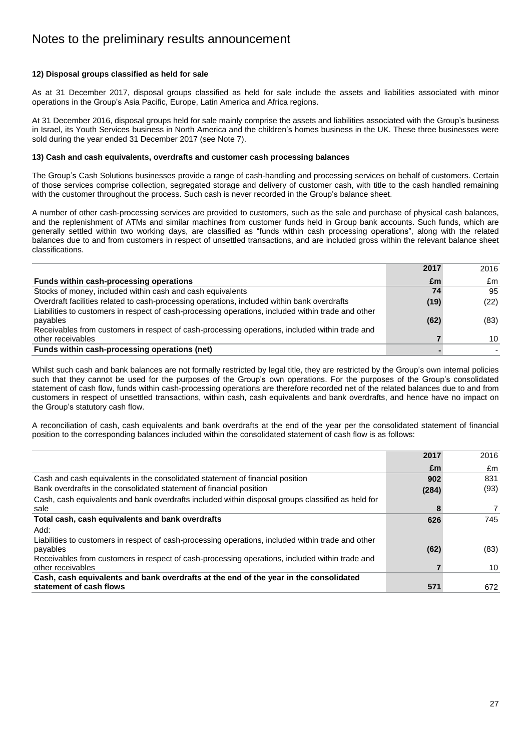# Notes to the preliminary results announcement

**12) Disposal groups classified as held for sale**

As at 31 December 2017, disposal groups classified as held for sale include the assets and liabilities associated with minor operations in the Group's Asia Pacific, Europe, Latin America and Africa regions.

At 31 December 2016, disposal groups held for sale mainly comprise the assets and liabilities associated with the Group's business in Israel, its Youth Services business in North America and the children's homes business in the UK. These three businesses were sold during the year ended 31 December 2017 (see Note 7).

**13) Cash and cash equivalents, overdrafts and customer cash processing balances**

The Group's Cash Solutions businesses provide a range of cash-handling and processing services on behalf of customers. Certain of those services comprise collection, segregated storage and delivery of customer cash, with title to the cash handled remaining with the customer throughout the process. Such cash is never recorded in the Group's balance sheet.

A number of other cash-processing services are provided to customers, such as the sale and purchase of physical cash balances, and the replenishment of ATMs and similar machines from customer funds held in Group bank accounts. Such funds, which are generally settled within two working days, are classified as "funds within cash processing operations", along with the related balances due to and from customers in respect of unsettled transactions, and are included gross within the relevant balance sheet classifications.

| | 2017 | 2016 |
|---|---|---|
| **Funds within cash-processing operations** | **£m** | £m |
| Stocks of money, included within cash and cash equivalents | **74** | 95 |
| Overdraft facilities related to cash-processing operations, included within bank overdrafts | **(19)** | (22) |
| Liabilities to customers in respect of cash-processing operations, included within trade and other payables | **(62)** | (83) |
| Receivables from customers in respect of cash-processing operations, included within trade and other receivables | **7** | 10 |
| **Funds within cash-processing operations (net)** | **-** | - |

Whilst such cash and bank balances are not formally restricted by legal title, they are restricted by the Group's own internal policies such that they cannot be used for the purposes of the Group's own operations. For the purposes of the Group's consolidated statement of cash flow, funds within cash-processing operations are therefore recorded net of the related balances due to and from customers in respect of unsettled transactions, within cash, cash equivalents and bank overdrafts, and hence have no impact on the Group's statutory cash flow.

A reconciliation of cash, cash equivalents and bank overdrafts at the end of the year per the consolidated statement of financial position to the corresponding balances included within the consolidated statement of cash flow is as follows:

| | 2017 | 2016 |
|---|---|---|
| | **£m** | £m |
| Cash and cash equivalents in the consolidated statement of financial position | **902** | 831 |
| Bank overdrafts in the consolidated statement of financial position | **(284)** | (93) |
| Cash, cash equivalents and bank overdrafts included within disposal groups classified as held for sale | **8** | 7 |
| **Total cash, cash equivalents and bank overdrafts** | **626** | 745 |
| Add: | | |
| Liabilities to customers in respect of cash-processing operations, included within trade and other payables | **(62)** | (83) |
| Receivables from customers in respect of cash-processing operations, included within trade and other receivables | **7** | 10 |
| **Cash, cash equivalents and bank overdrafts at the end of the year in the consolidated statement of cash flows** | **571** | 672 |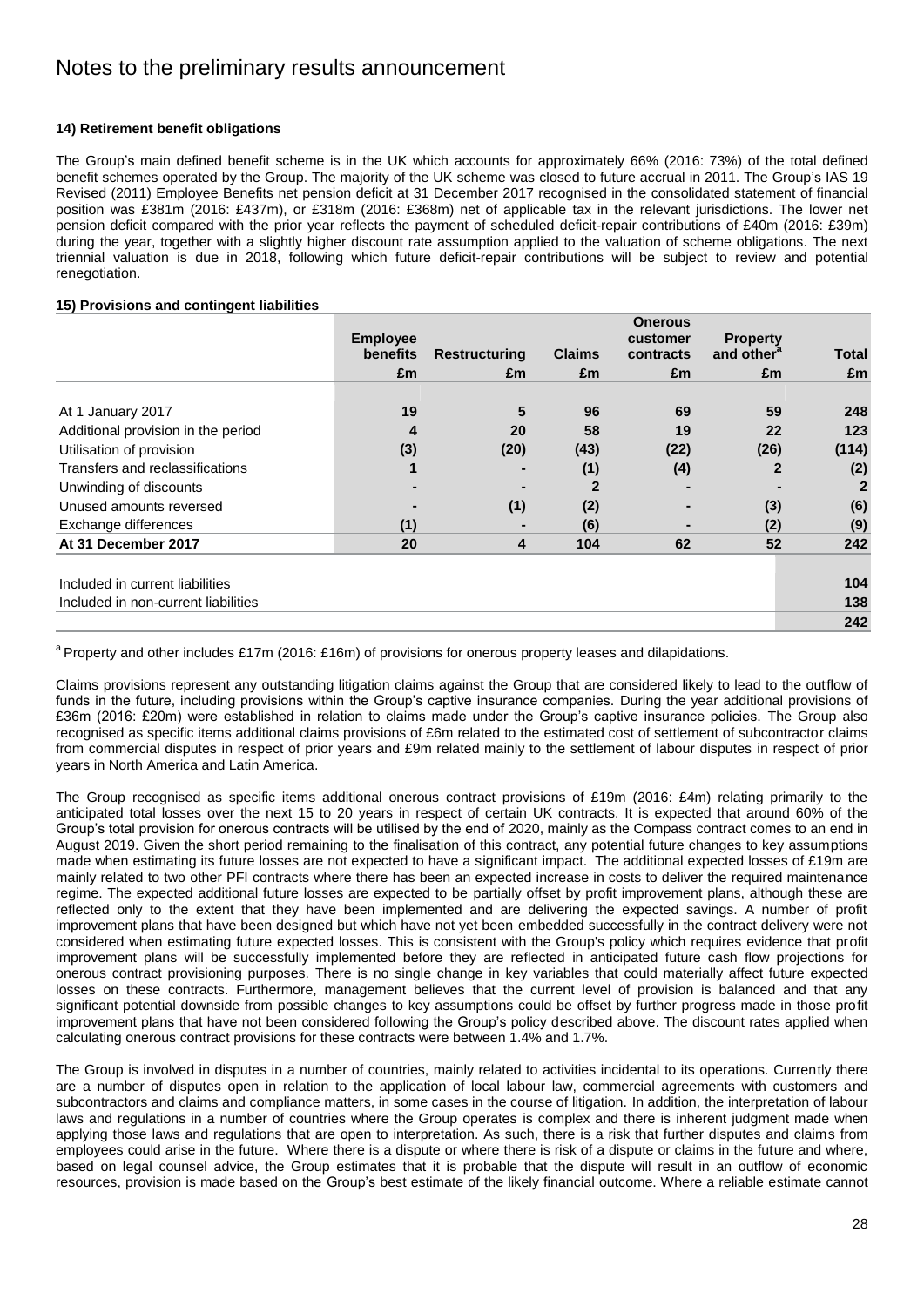# Notes to the preliminary results announcement

### 14) Retirement benefit obligations

The Group's main defined benefit scheme is in the UK which accounts for approximately 66% (2016: 73%) of the total defined benefit schemes operated by the Group. The majority of the UK scheme was closed to future accrual in 2011. The Group's IAS 19 Revised (2011) Employee Benefits net pension deficit at 31 December 2017 recognised in the consolidated statement of financial position was £381m (2016: £437m), or £318m (2016: £368m) net of applicable tax in the relevant jurisdictions. The lower net pension deficit compared with the prior year reflects the payment of scheduled deficit-repair contributions of £40m (2016: £39m) during the year, together with a slightly higher discount rate assumption applied to the valuation of scheme obligations. The next triennial valuation is due in 2018, following which future deficit-repair contributions will be subject to review and potential renegotiation.

### 15) Provisions and contingent liabilities

| | Employee benefits | Restructuring | Claims | Onerous customer contracts | Property and other[a] | Total |
|---|---|---|---|---|---|---|
| | £m | £m | £m | £m | £m | £m |
| At 1 January 2017 | 19 | 5 | 96 | 69 | 59 | 248 |
| Additional provision in the period | 4 | 20 | 58 | 19 | 22 | 123 |
| Utilisation of provision | (3) | (20) | (43) | (22) | (26) | (114) |
| Transfers and reclassifications | 1 | - | (1) | (4) | 2 | (2) |
| Unwinding of discounts | - | - | 2 | - | - | 2 |
| Unused amounts reversed | - | (1) | (2) | - | (3) | (6) |
| Exchange differences | (1) | - | (6) | - | (2) | (9) |
| **At 31 December 2017** | **20** | **4** | **104** | **62** | **52** | **242** |
| | | | | | | |
| Included in current liabilities | | | | | | 104 |
| Included in non-current liabilities | | | | | | 138 |
| | | | | | | 242 |

[a] Property and other includes £17m (2016: £16m) of provisions for onerous property leases and dilapidations.

Claims provisions represent any outstanding litigation claims against the Group that are considered likely to lead to the outflow of funds in the future, including provisions within the Group's captive insurance companies. During the year additional provisions of £36m (2016: £20m) were established in relation to claims made under the Group's captive insurance policies. The Group also recognised as specific items additional claims provisions of £6m related to the estimated cost of settlement of subcontractor claims from commercial disputes in respect of prior years and £9m related mainly to the settlement of labour disputes in respect of prior years in North America and Latin America.

The Group recognised as specific items additional onerous contract provisions of £19m (2016: £4m) relating primarily to the anticipated total losses over the next 15 to 20 years in respect of certain UK contracts. It is expected that around 60% of the Group's total provision for onerous contracts will be utilised by the end of 2020, mainly as the Compass contract comes to an end in August 2019. Given the short period remaining to the finalisation of this contract, any potential future changes to key assumptions made when estimating its future losses are not expected to have a significant impact. The additional expected losses of £19m are mainly related to two other PFI contracts where there has been an expected increase in costs to deliver the required maintenance regime. The expected additional future losses are expected to be partially offset by profit improvement plans, although these are reflected only to the extent that they have been implemented and are delivering the expected savings. A number of profit improvement plans that have been designed but which have not yet been embedded successfully in the contract delivery were not considered when estimating future expected losses. This is consistent with the Group's policy which requires evidence that profit improvement plans will be successfully implemented before they are reflected in anticipated future cash flow projections for onerous contract provisioning purposes. There is no single change in key variables that could materially affect future expected losses on these contracts. Furthermore, management believes that the current level of provision is balanced and that any significant potential downside from possible changes to key assumptions could be offset by further progress made in those profit improvement plans that have not been considered following the Group's policy described above. The discount rates applied when calculating onerous contract provisions for these contracts were between 1.4% and 1.7%.

The Group is involved in disputes in a number of countries, mainly related to activities incidental to its operations. Currently there are a number of disputes open in relation to the application of local labour law, commercial agreements with customers and subcontractors and claims and compliance matters, in some cases in the course of litigation. In addition, the interpretation of labour laws and regulations in a number of countries where the Group operates is complex and there is inherent judgment made when applying those laws and regulations that are open to interpretation. As such, there is a risk that further disputes and claims from employees could arise in the future. Where there is a dispute or where there is risk of a dispute or claims in the future and where, based on legal counsel advice, the Group estimates that it is probable that the dispute will result in an outflow of economic resources, provision is made based on the Group's best estimate of the likely financial outcome. Where a reliable estimate cannot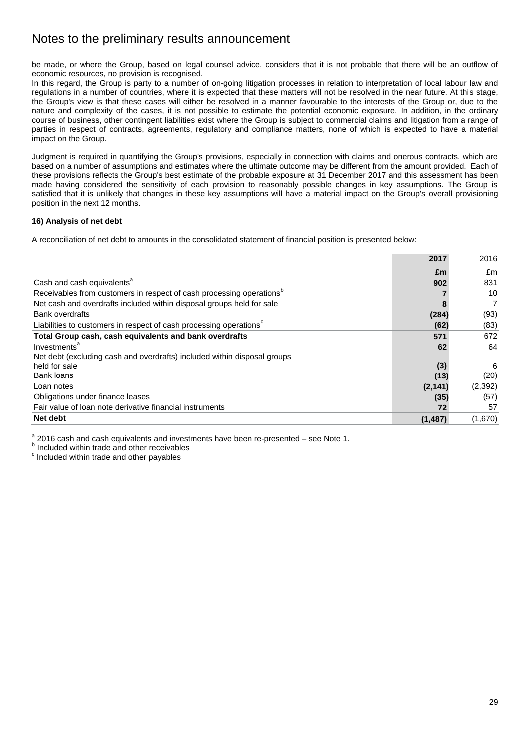be made, or where the Group, based on legal counsel advice, considers that it is not probable that there will be an outflow of economic resources, no provision is recognised.

In this regard, the Group is party to a number of on-going litigation processes in relation to interpretation of local labour law and regulations in a number of countries, where it is expected that these matters will not be resolved in the near future. At this stage, the Group's view is that these cases will either be resolved in a manner favourable to the interests of the Group or, due to the nature and complexity of the cases, it is not possible to estimate the potential economic exposure. In addition, in the ordinary course of business, other contingent liabilities exist where the Group is subject to commercial claims and litigation from a range of parties in respect of contracts, agreements, regulatory and compliance matters, none of which is expected to have a material impact on the Group.

Judgment is required in quantifying the Group's provisions, especially in connection with claims and onerous contracts, which are based on a number of assumptions and estimates where the ultimate outcome may be different from the amount provided. Each of these provisions reflects the Group's best estimate of the probable exposure at 31 December 2017 and this assessment has been made having considered the sensitivity of each provision to reasonably possible changes in key assumptions. The Group is satisfied that it is unlikely that changes in these key assumptions will have a material impact on the Group's overall provisioning position in the next 12 months.

**16) Analysis of net debt**

A reconciliation of net debt to amounts in the consolidated statement of financial position is presented below:

| | **2017** | 2016 |
|---|---|---|
| | **£m** | £m |
| Cash and cash equivalents[a] | **902** | 831 |
| Receivables from customers in respect of cash processing operations[b] | **7** | 10 |
| Net cash and overdrafts included within disposal groups held for sale | **8** | 7 |
| Bank overdrafts | **(284)** | (93) |
| Liabilities to customers in respect of cash processing operations[c] | **(62)** | (83) |
| **Total Group cash, cash equivalents and bank overdrafts** | **571** | 672 |
| Investments[a] | **62** | 64 |
| Net debt (excluding cash and overdrafts) included within disposal groups held for sale | **(3)** | 6 |
| Bank loans | **(13)** | (20) |
| Loan notes | **(2,141)** | (2,392) |
| Obligations under finance leases | **(35)** | (57) |
| Fair value of loan note derivative financial instruments | **72** | 57 |
| **Net debt** | **(1,487)** | (1,670) |

[a] 2016 cash and cash equivalents and investments have been re-presented – see Note 1.
[b] Included within trade and other receivables
[c] Included within trade and other payables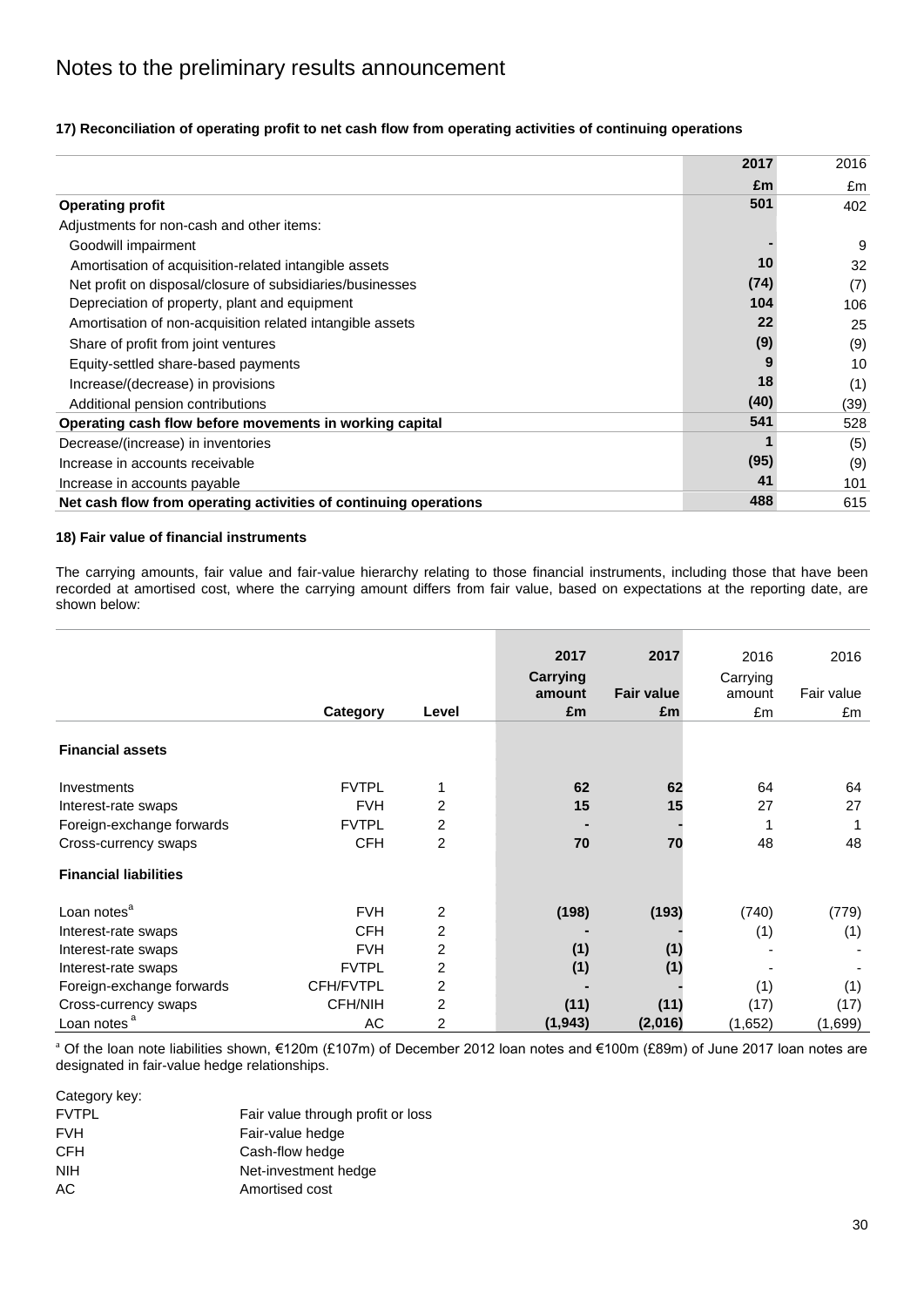# Notes to the preliminary results announcement

**17) Reconciliation of operating profit to net cash flow from operating activities of continuing operations**

| | 2017 | 2016 |
|---|---|---|
| | £m | £m |
| **Operating profit** | **501** | 402 |
| Adjustments for non-cash and other items: | | |
| Goodwill impairment | - | 9 |
| Amortisation of acquisition-related intangible assets | 10 | 32 |
| Net profit on disposal/closure of subsidiaries/businesses | (74) | (7) |
| Depreciation of property, plant and equipment | 104 | 106 |
| Amortisation of non-acquisition related intangible assets | 22 | 25 |
| Share of profit from joint ventures | (9) | (9) |
| Equity-settled share-based payments | 9 | 10 |
| Increase/(decrease) in provisions | 18 | (1) |
| Additional pension contributions | (40) | (39) |
| **Operating cash flow before movements in working capital** | **541** | 528 |
| Decrease/(increase) in inventories | 1 | (5) |
| Increase in accounts receivable | (95) | (9) |
| Increase in accounts payable | 41 | 101 |
| **Net cash flow from operating activities of continuing operations** | **488** | 615 |

**18) Fair value of financial instruments**

The carrying amounts, fair value and fair-value hierarchy relating to those financial instruments, including those that have been recorded at amortised cost, where the carrying amount differs from fair value, based on expectations at the reporting date, are shown below:

| | Category | Level | 2017 Carrying amount £m | 2017 Fair value £m | 2016 Carrying amount £m | 2016 Fair value £m |
|---|---|---|---|---|---|---|
| **Financial assets** | | | | | | |
| Investments | FVTPL | 1 | 62 | 62 | 64 | 64 |
| Interest-rate swaps | FVH | 2 | 15 | 15 | 27 | 27 |
| Foreign-exchange forwards | FVTPL | 2 | - | - | 1 | 1 |
| Cross-currency swaps | CFH | 2 | 70 | 70 | 48 | 48 |
| **Financial liabilities** | | | | | | |
| Loan notes[a] | FVH | 2 | (198) | (193) | (740) | (779) |
| Interest-rate swaps | CFH | 2 | - | - | (1) | (1) |
| Interest-rate swaps | FVH | 2 | (1) | (1) | - | - |
| Interest-rate swaps | FVTPL | 2 | (1) | (1) | - | - |
| Foreign-exchange forwards | CFH/FVTPL | 2 | - | - | (1) | (1) |
| Cross-currency swaps | CFH/NIH | 2 | (11) | (11) | (17) | (17) |
| Loan notes[a] | AC | 2 | (1,943) | (2,016) | (1,652) | (1,699) |

[a] Of the loan note liabilities shown, €120m (£107m) of December 2012 loan notes and €100m (£89m) of June 2017 loan notes are designated in fair-value hedge relationships.

Category key:

| | |
|---|---|
| FVTPL | Fair value through profit or loss |
| FVH | Fair-value hedge |
| CFH | Cash-flow hedge |
| NIH | Net-investment hedge |
| AC | Amortised cost |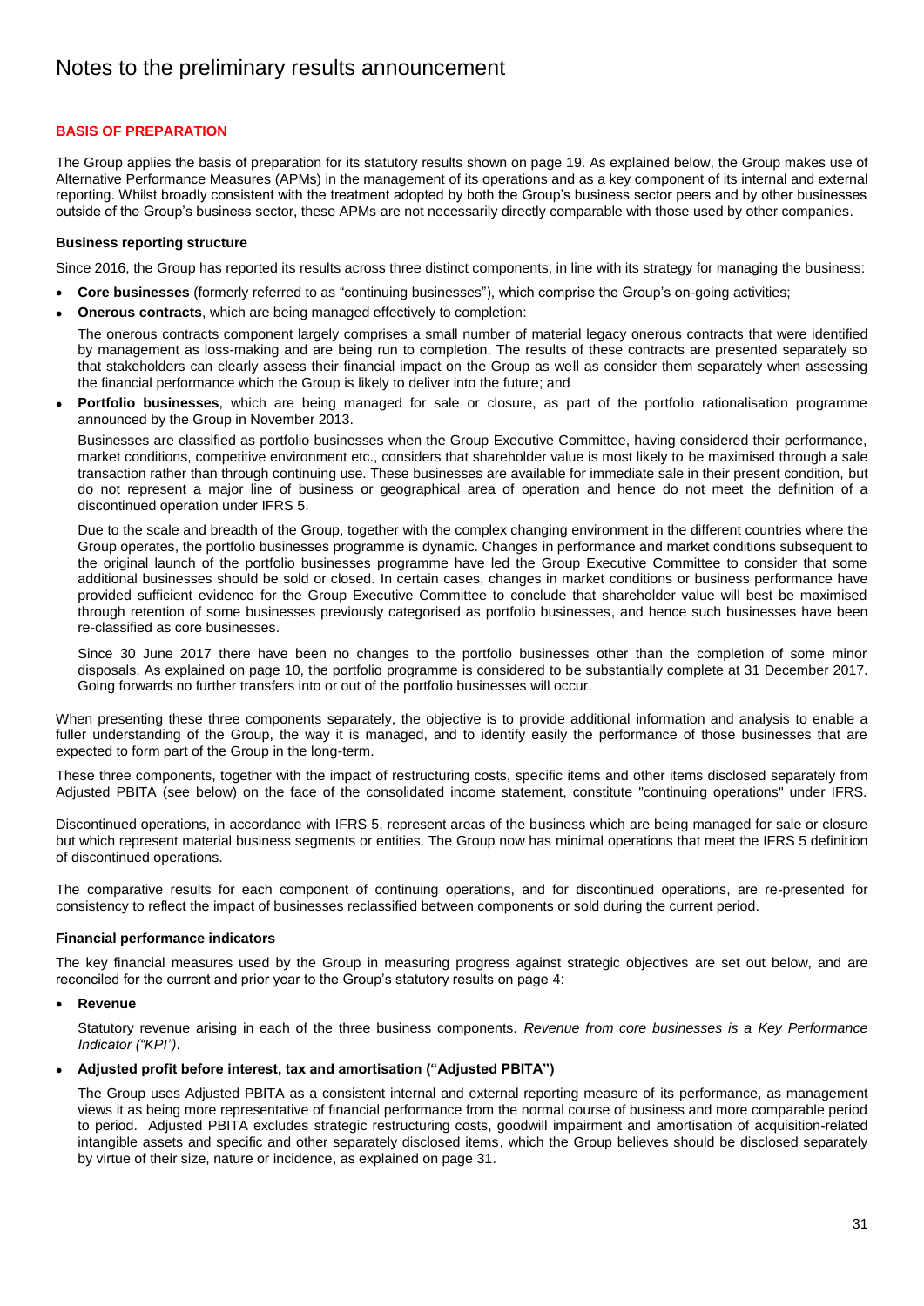# Notes to the preliminary results announcement

## BASIS OF PREPARATION

The Group applies the basis of preparation for its statutory results shown on page 19. As explained below, the Group makes use of Alternative Performance Measures (APMs) in the management of its operations and as a key component of its internal and external reporting. Whilst broadly consistent with the treatment adopted by both the Group's business sector peers and by other businesses outside of the Group's business sector, these APMs are not necessarily directly comparable with those used by other companies.

### Business reporting structure

Since 2016, the Group has reported its results across three distinct components, in line with its strategy for managing the business:

- **Core businesses** (formerly referred to as "continuing businesses"), which comprise the Group's on-going activities;
- **Onerous contracts**, which are being managed effectively to completion:

  The onerous contracts component largely comprises a small number of material legacy onerous contracts that were identified by management as loss-making and are being run to completion. The results of these contracts are presented separately so that stakeholders can clearly assess their financial impact on the Group as well as consider them separately when assessing the financial performance which the Group is likely to deliver into the future; and
- **Portfolio businesses**, which are being managed for sale or closure, as part of the portfolio rationalisation programme announced by the Group in November 2013.

  Businesses are classified as portfolio businesses when the Group Executive Committee, having considered their performance, market conditions, competitive environment etc., considers that shareholder value is most likely to be maximised through a sale transaction rather than through continuing use. These businesses are available for immediate sale in their present condition, but do not represent a major line of business or geographical area of operation and hence do not meet the definition of a discontinued operation under IFRS 5.

  Due to the scale and breadth of the Group, together with the complex changing environment in the different countries where the Group operates, the portfolio businesses programme is dynamic. Changes in performance and market conditions subsequent to the original launch of the portfolio businesses programme have led the Group Executive Committee to consider that some additional businesses should be sold or closed. In certain cases, changes in market conditions or business performance have provided sufficient evidence for the Group Executive Committee to conclude that shareholder value will best be maximised through retention of some businesses previously categorised as portfolio businesses, and hence such businesses have been re-classified as core businesses.

  Since 30 June 2017 there have been no changes to the portfolio businesses other than the completion of some minor disposals. As explained on page 10, the portfolio programme is considered to be substantially complete at 31 December 2017. Going forwards no further transfers into or out of the portfolio businesses will occur.

When presenting these three components separately, the objective is to provide additional information and analysis to enable a fuller understanding of the Group, the way it is managed, and to identify easily the performance of those businesses that are expected to form part of the Group in the long-term.

These three components, together with the impact of restructuring costs, specific items and other items disclosed separately from Adjusted PBITA (see below) on the face of the consolidated income statement, constitute "continuing operations" under IFRS.

Discontinued operations, in accordance with IFRS 5, represent areas of the business which are being managed for sale or closure but which represent material business segments or entities. The Group now has minimal operations that meet the IFRS 5 definition of discontinued operations.

The comparative results for each component of continuing operations, and for discontinued operations, are re-presented for consistency to reflect the impact of businesses reclassified between components or sold during the current period.

### Financial performance indicators

The key financial measures used by the Group in measuring progress against strategic objectives are set out below, and are reconciled for the current and prior year to the Group's statutory results on page 4:

- **Revenue**

  Statutory revenue arising in each of the three business components. *Revenue from core businesses is a Key Performance Indicator ("KPI").*

- **Adjusted profit before interest, tax and amortisation ("Adjusted PBITA")**

  The Group uses Adjusted PBITA as a consistent internal and external reporting measure of its performance, as management views it as being more representative of financial performance from the normal course of business and more comparable period to period. Adjusted PBITA excludes strategic restructuring costs, goodwill impairment and amortisation of acquisition-related intangible assets and specific and other separately disclosed items, which the Group believes should be disclosed separately by virtue of their size, nature or incidence, as explained on page 31.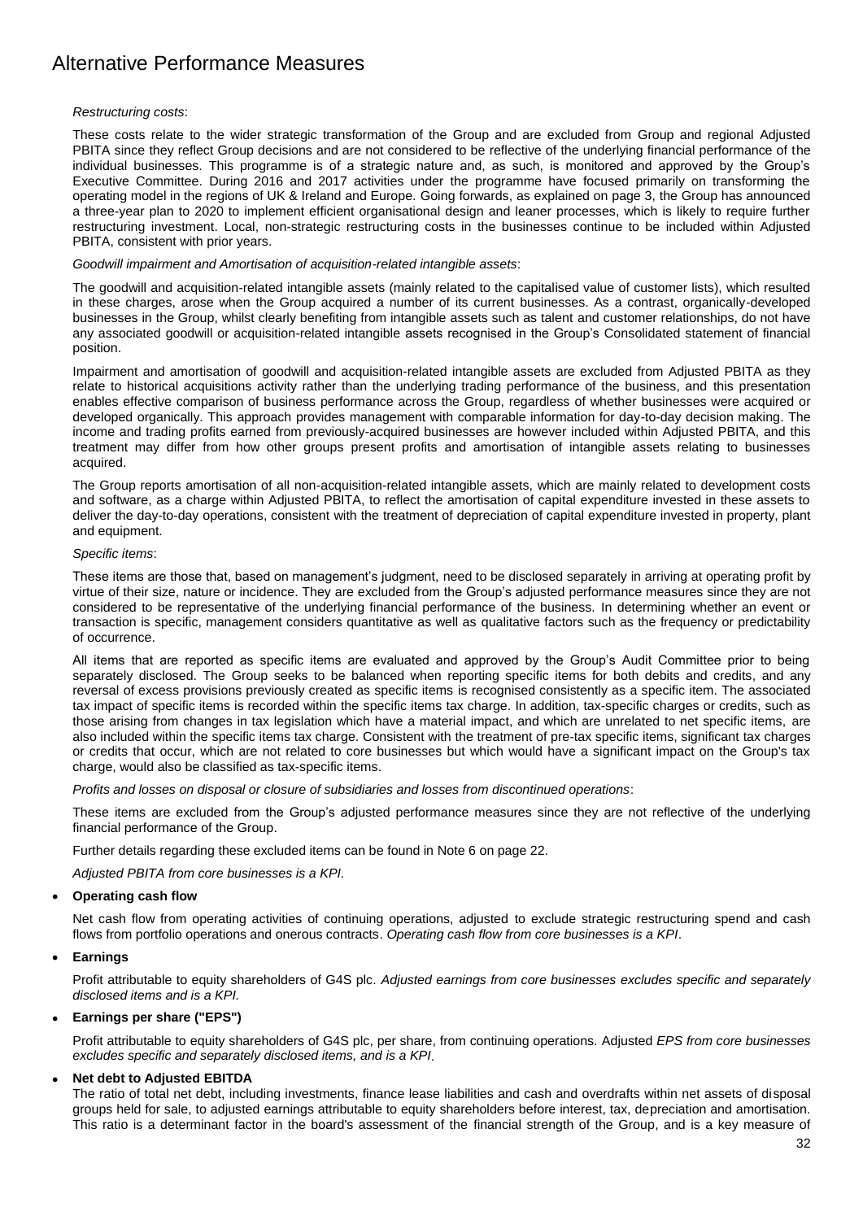# Alternative Performance Measures

*Restructuring costs*:

These costs relate to the wider strategic transformation of the Group and are excluded from Group and regional Adjusted PBITA since they reflect Group decisions and are not considered to be reflective of the underlying financial performance of the individual businesses. This programme is of a strategic nature and, as such, is monitored and approved by the Group's Executive Committee. During 2016 and 2017 activities under the programme have focused primarily on transforming the operating model in the regions of UK & Ireland and Europe. Going forwards, as explained on page 3, the Group has announced a three-year plan to 2020 to implement efficient organisational design and leaner processes, which is likely to require further restructuring investment. Local, non-strategic restructuring costs in the businesses continue to be included within Adjusted PBITA, consistent with prior years.

*Goodwill impairment and Amortisation of acquisition-related intangible assets*:

The goodwill and acquisition-related intangible assets (mainly related to the capitalised value of customer lists), which resulted in these charges, arose when the Group acquired a number of its current businesses. As a contrast, organically-developed businesses in the Group, whilst clearly benefiting from intangible assets such as talent and customer relationships, do not have any associated goodwill or acquisition-related intangible assets recognised in the Group's Consolidated statement of financial position.

Impairment and amortisation of goodwill and acquisition-related intangible assets are excluded from Adjusted PBITA as they relate to historical acquisitions activity rather than the underlying trading performance of the business, and this presentation enables effective comparison of business performance across the Group, regardless of whether businesses were acquired or developed organically. This approach provides management with comparable information for day-to-day decision making. The income and trading profits earned from previously-acquired businesses are however included within Adjusted PBITA, and this treatment may differ from how other groups present profits and amortisation of intangible assets relating to businesses acquired.

The Group reports amortisation of all non-acquisition-related intangible assets, which are mainly related to development costs and software, as a charge within Adjusted PBITA, to reflect the amortisation of capital expenditure invested in these assets to deliver the day-to-day operations, consistent with the treatment of depreciation of capital expenditure invested in property, plant and equipment.

*Specific items*:

These items are those that, based on management's judgment, need to be disclosed separately in arriving at operating profit by virtue of their size, nature or incidence. They are excluded from the Group's adjusted performance measures since they are not considered to be representative of the underlying financial performance of the business. In determining whether an event or transaction is specific, management considers quantitative as well as qualitative factors such as the frequency or predictability of occurrence.

All items that are reported as specific items are evaluated and approved by the Group's Audit Committee prior to being separately disclosed. The Group seeks to be balanced when reporting specific items for both debits and credits, and any reversal of excess provisions previously created as specific items is recognised consistently as a specific item. The associated tax impact of specific items is recorded within the specific items tax charge. In addition, tax-specific charges or credits, such as those arising from changes in tax legislation which have a material impact, and which are unrelated to net specific items, are also included within the specific items tax charge. Consistent with the treatment of pre-tax specific items, significant tax charges or credits that occur, which are not related to core businesses but which would have a significant impact on the Group's tax charge, would also be classified as tax-specific items.

*Profits and losses on disposal or closure of subsidiaries and losses from discontinued operations*:

These items are excluded from the Group's adjusted performance measures since they are not reflective of the underlying financial performance of the Group.

Further details regarding these excluded items can be found in Note 6 on page 22.

*Adjusted PBITA from core businesses is a KPI.*

- **Operating cash flow**

  Net cash flow from operating activities of continuing operations, adjusted to exclude strategic restructuring spend and cash flows from portfolio operations and onerous contracts. *Operating cash flow from core businesses is a KPI*.

- **Earnings**

  Profit attributable to equity shareholders of G4S plc. *Adjusted earnings from core businesses excludes specific and separately disclosed items and is a KPI.*

- **Earnings per share ("EPS")**

  Profit attributable to equity shareholders of G4S plc, per share, from continuing operations. Adjusted *EPS from core businesses excludes specific and separately disclosed items, and is a KPI*.

- **Net debt to Adjusted EBITDA**

  The ratio of total net debt, including investments, finance lease liabilities and cash and overdrafts within net assets of disposal groups held for sale, to adjusted earnings attributable to equity shareholders before interest, tax, depreciation and amortisation. This ratio is a determinant factor in the board's assessment of the financial strength of the Group, and is a key measure of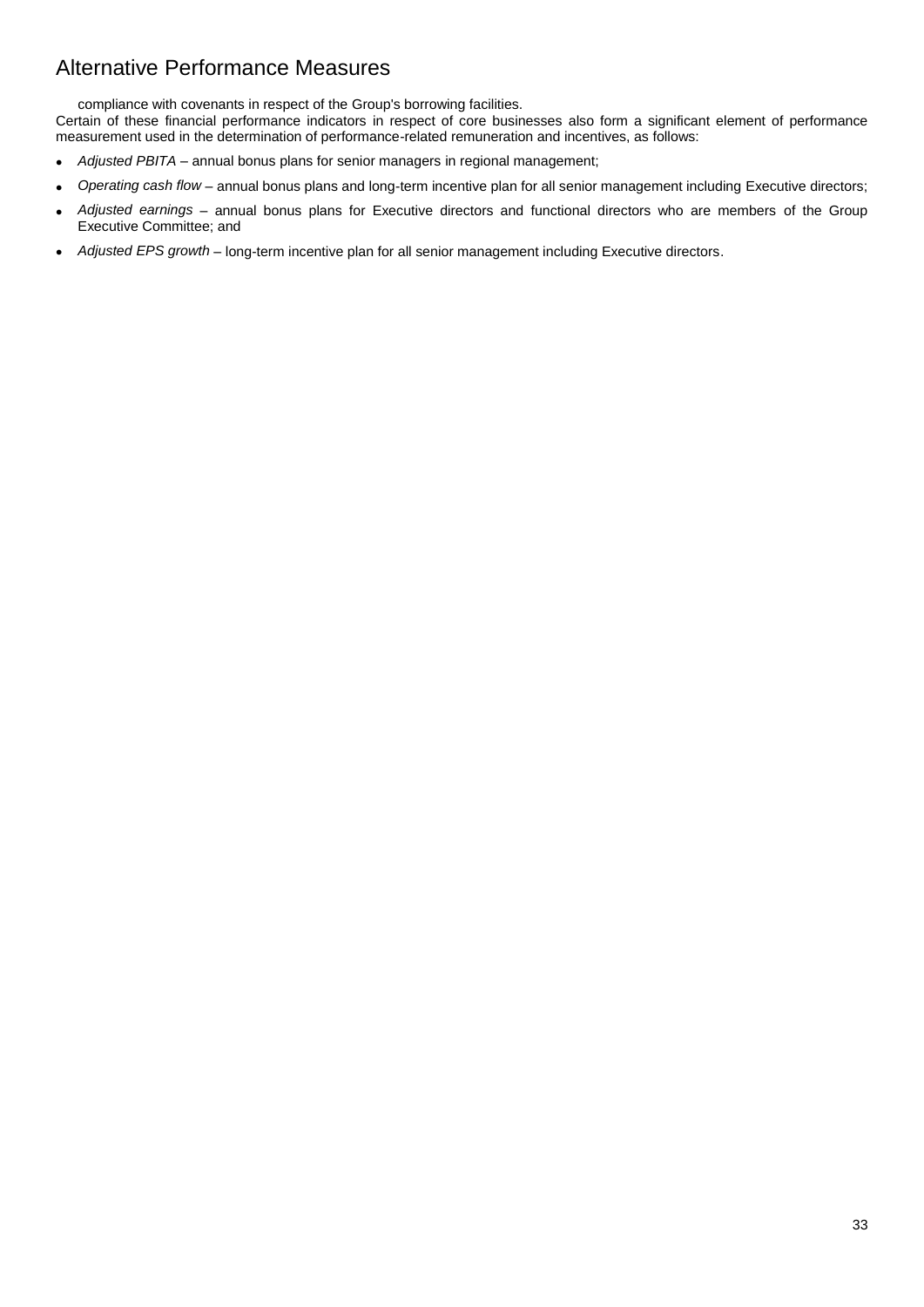# Alternative Performance Measures

compliance with covenants in respect of the Group's borrowing facilities.

Certain of these financial performance indicators in respect of core businesses also form a significant element of performance measurement used in the determination of performance-related remuneration and incentives, as follows:

- *Adjusted PBITA* – annual bonus plans for senior managers in regional management;
- *Operating cash flow* – annual bonus plans and long-term incentive plan for all senior management including Executive directors;
- *Adjusted earnings* – annual bonus plans for Executive directors and functional directors who are members of the Group Executive Committee; and
- *Adjusted EPS growth* – long-term incentive plan for all senior management including Executive directors.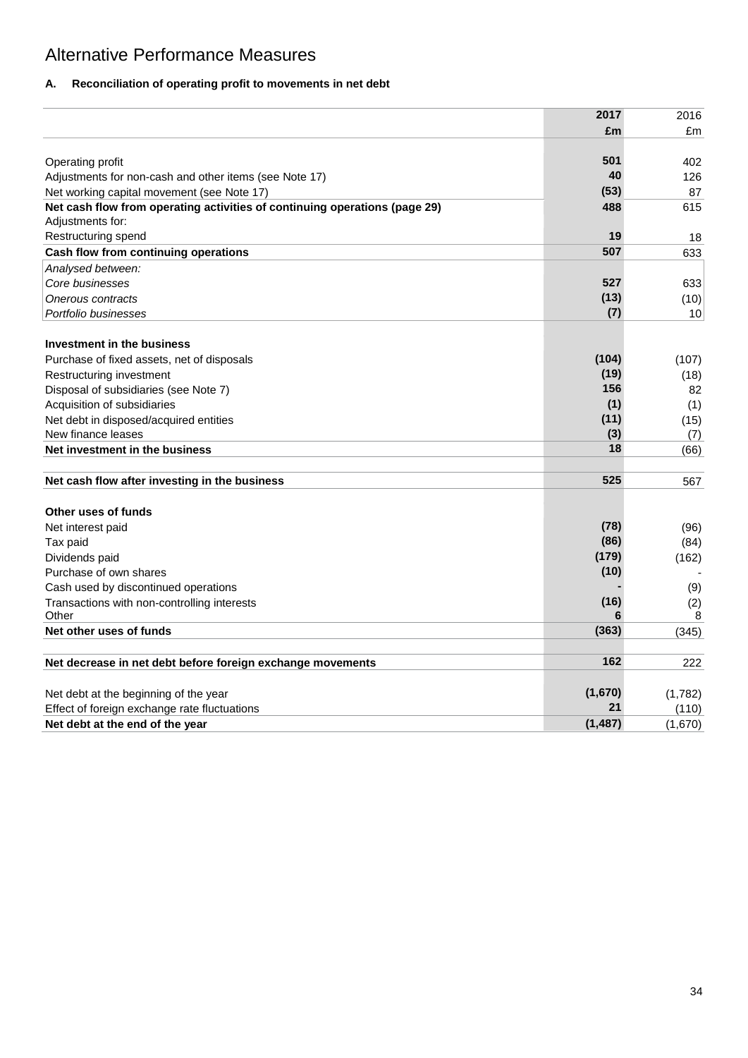# Alternative Performance Measures

### A. Reconciliation of operating profit to movements in net debt

| | 2017<br>£m | 2016<br>£m |
|---|---|---|
| Operating profit | 501 | 402 |
| Adjustments for non-cash and other items (see Note 17) | 40 | 126 |
| Net working capital movement (see Note 17) | (53) | 87 |
| **Net cash flow from operating activities of continuing operations (page 29)** | **488** | **615** |
| Adjustments for: | | |
| Restructuring spend | 19 | 18 |
| **Cash flow from continuing operations** | **507** | **633** |
| *Analysed between:* | | |
| *Core businesses* | 527 | 633 |
| *Onerous contracts* | (13) | (10) |
| *Portfolio businesses* | (7) | 10 |
| | | |
| **Investment in the business** | | |
| Purchase of fixed assets, net of disposals | (104) | (107) |
| Restructuring investment | (19) | (18) |
| Disposal of subsidiaries (see Note 7) | 156 | 82 |
| Acquisition of subsidiaries | (1) | (1) |
| Net debt in disposed/acquired entities | (11) | (15) |
| New finance leases | (3) | (7) |
| **Net investment in the business** | **18** | **(66)** |
| | | |
| **Net cash flow after investing in the business** | **525** | **567** |
| | | |
| **Other uses of funds** | | |
| Net interest paid | (78) | (96) |
| Tax paid | (86) | (84) |
| Dividends paid | (179) | (162) |
| Purchase of own shares | (10) | - |
| Cash used by discontinued operations | - | (9) |
| Transactions with non-controlling interests | (16) | (2) |
| Other | 6 | 8 |
| **Net other uses of funds** | **(363)** | **(345)** |
| | | |
| **Net decrease in net debt before foreign exchange movements** | **162** | **222** |
| | | |
| Net debt at the beginning of the year | (1,670) | (1,782) |
| Effect of foreign exchange rate fluctuations | 21 | (110) |
| **Net debt at the end of the year** | **(1,487)** | **(1,670)** |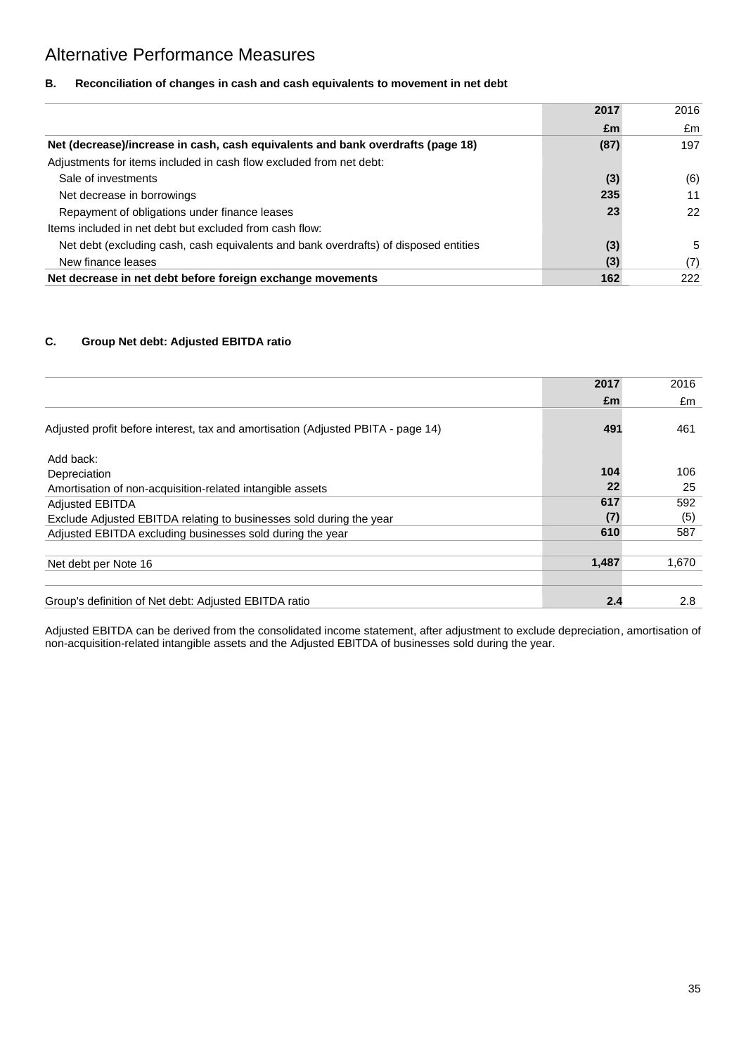# Alternative Performance Measures

### B. Reconciliation of changes in cash and cash equivalents to movement in net debt

| | **2017** | 2016 |
|---|---|---|
| | **£m** | £m |
| **Net (decrease)/increase in cash, cash equivalents and bank overdrafts (page 18)** | **(87)** | 197 |
| Adjustments for items included in cash flow excluded from net debt: | | |
| Sale of investments | **(3)** | (6) |
| Net decrease in borrowings | **235** | 11 |
| Repayment of obligations under finance leases | **23** | 22 |
| Items included in net debt but excluded from cash flow: | | |
| Net debt (excluding cash, cash equivalents and bank overdrafts) of disposed entities | **(3)** | 5 |
| New finance leases | **(3)** | (7) |
| **Net decrease in net debt before foreign exchange movements** | **162** | 222 |

### C. Group Net debt: Adjusted EBITDA ratio

| | **2017** | 2016 |
|---|---|---|
| | **£m** | £m |
| Adjusted profit before interest, tax and amortisation (Adjusted PBITA - page 14) | **491** | 461 |
| Add back: | | |
| Depreciation | **104** | 106 |
| Amortisation of non-acquisition-related intangible assets | **22** | 25 |
| Adjusted EBITDA | **617** | 592 |
| Exclude Adjusted EBITDA relating to businesses sold during the year | **(7)** | (5) |
| Adjusted EBITDA excluding businesses sold during the year | **610** | 587 |
| Net debt per Note 16 | **1,487** | 1,670 |
| Group's definition of Net debt: Adjusted EBITDA ratio | **2.4** | 2.8 |

Adjusted EBITDA can be derived from the consolidated income statement, after adjustment to exclude depreciation, amortisation of non-acquisition-related intangible assets and the Adjusted EBITDA of businesses sold during the year.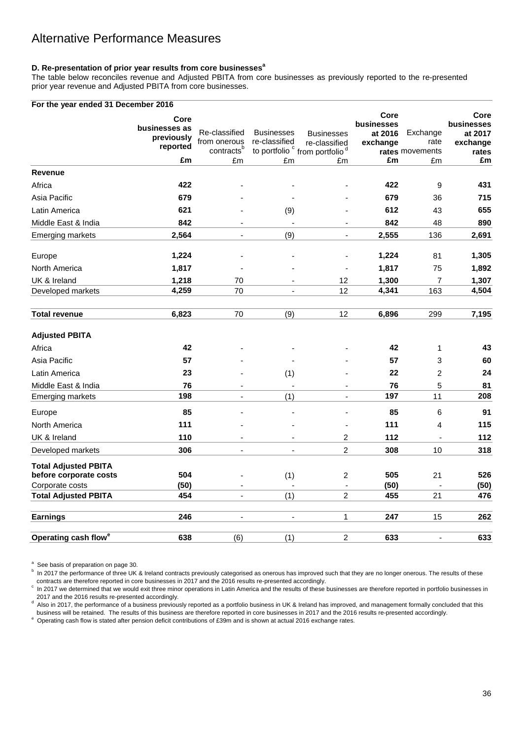# Alternative Performance Measures

### D. Re-presentation of prior year results from core businesses[a]

The table below reconciles revenue and Adjusted PBITA from core businesses as previously reported to the re-presented prior year revenue and Adjusted PBITA from core businesses.

**For the year ended 31 December 2016**

| | **Core businesses as previously reported** | Re-classified from onerous contracts[b] | Businesses re-classified to portfolio[c] | Businesses re-classified from portfolio[d] | **Core businesses at 2016 exchange rates** | Exchange rate movements | **Core businesses at 2017 exchange rates** |
|---|---|---|---|---|---|---|---|
| | **£m** | £m | £m | £m | **£m** | £m | **£m** |
| **Revenue** | | | | | | | |
| Africa | **422** | - | - | - | **422** | 9 | **431** |
| Asia Pacific | **679** | - | - | - | **679** | 36 | **715** |
| Latin America | **621** | - | (9) | - | **612** | 43 | **655** |
| Middle East & India | **842** | - | - | - | **842** | 48 | **890** |
| Emerging markets | **2,564** | - | (9) | - | **2,555** | 136 | **2,691** |
| Europe | **1,224** | - | - | - | **1,224** | 81 | **1,305** |
| North America | **1,817** | - | - | - | **1,817** | 75 | **1,892** |
| UK & Ireland | **1,218** | 70 | - | 12 | **1,300** | 7 | **1,307** |
| Developed markets | **4,259** | 70 | - | 12 | **4,341** | 163 | **4,504** |
| **Total revenue** | **6,823** | 70 | (9) | 12 | **6,896** | 299 | **7,195** |
| **Adjusted PBITA** | | | | | | | |
| Africa | **42** | - | - | - | **42** | 1 | **43** |
| Asia Pacific | **57** | - | - | - | **57** | 3 | **60** |
| Latin America | **23** | - | (1) | - | **22** | 2 | **24** |
| Middle East & India | **76** | - | - | - | **76** | 5 | **81** |
| Emerging markets | **198** | - | (1) | - | **197** | 11 | **208** |
| Europe | **85** | - | - | - | **85** | 6 | **91** |
| North America | **111** | - | - | - | **111** | 4 | **115** |
| UK & Ireland | **110** | - | - | 2 | **112** | - | **112** |
| Developed markets | **306** | - | - | 2 | **308** | 10 | **318** |
| **Total Adjusted PBITA before corporate costs** | **504** | - | (1) | 2 | **505** | 21 | **526** |
| Corporate costs | **(50)** | - | - | - | **(50)** | - | **(50)** |
| **Total Adjusted PBITA** | **454** | - | (1) | 2 | **455** | 21 | **476** |
| **Earnings** | **246** | - | - | 1 | **247** | 15 | **262** |
| **Operating cash flow[e]** | **638** | (6) | (1) | 2 | **633** | - | **633** |

[a] See basis of preparation on page 30.

[b] In 2017 the performance of three UK & Ireland contracts previously categorised as onerous has improved such that they are no longer onerous. The results of these contracts are therefore reported in core businesses in 2017 and the 2016 results re-presented accordingly.

[c] In 2017 we determined that we would exit three minor operations in Latin America and the results of these businesses are therefore reported in portfolio businesses in 2017 and the 2016 results re-presented accordingly.

[d] Also in 2017, the performance of a business previously reported as a portfolio business in UK & Ireland has improved, and management formally concluded that this business will be retained. The results of this business are therefore reported in core businesses in 2017 and the 2016 results re-presented accordingly.

[e] Operating cash flow is stated after pension deficit contributions of £39m and is shown at actual 2016 exchange rates.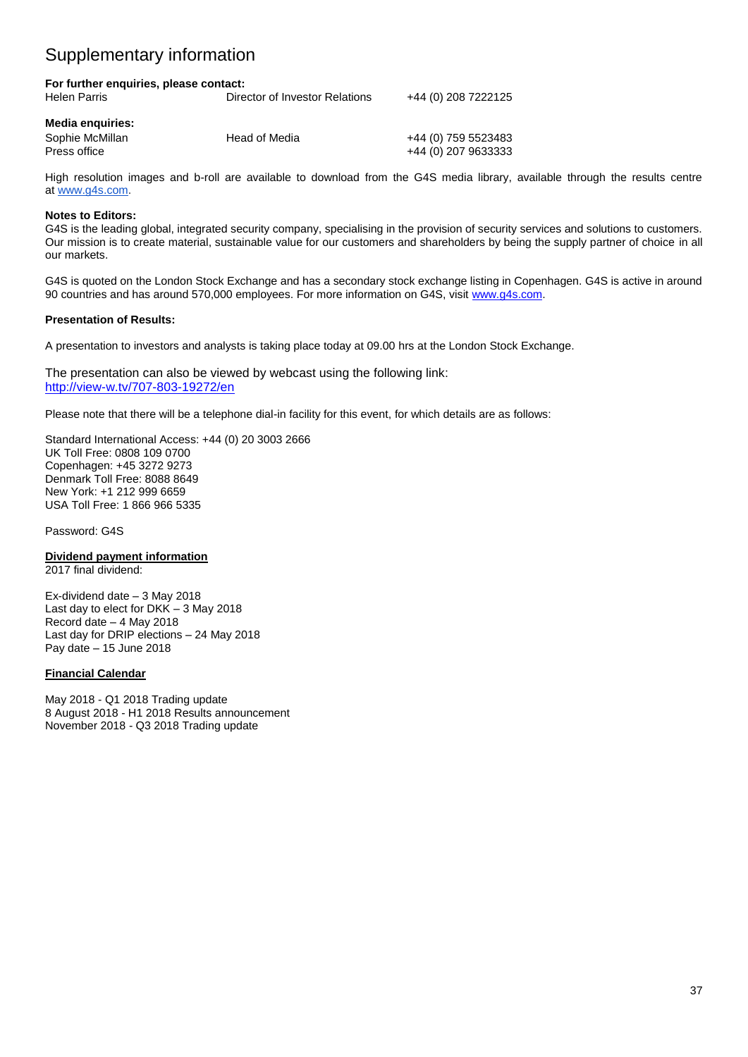# Supplementary information

**For further enquiries, please contact:**

| | | |
|---|---|---|
| Helen Parris | Director of Investor Relations | +44 (0) 208 7222125 |

**Media enquiries:**

| | | |
|---|---|---|
| Sophie McMillan | Head of Media | +44 (0) 759 5523483 |
| Press office | | +44 (0) 207 9633333 |

High resolution images and b-roll are available to download from the G4S media library, available through the results centre at www.g4s.com.

**Notes to Editors:**

G4S is the leading global, integrated security company, specialising in the provision of security services and solutions to customers. Our mission is to create material, sustainable value for our customers and shareholders by being the supply partner of choice in all our markets.

G4S is quoted on the London Stock Exchange and has a secondary stock exchange listing in Copenhagen. G4S is active in around 90 countries and has around 570,000 employees. For more information on G4S, visit www.g4s.com.

**Presentation of Results:**

A presentation to investors and analysts is taking place today at 09.00 hrs at the London Stock Exchange.

The presentation can also be viewed by webcast using the following link:
http://view-w.tv/707-803-19272/en

Please note that there will be a telephone dial-in facility for this event, for which details are as follows:

Standard International Access: +44 (0) 20 3003 2666
UK Toll Free: 0808 109 0700
Copenhagen: +45 3272 9273
Denmark Toll Free: 8088 8649
New York: +1 212 999 6659
USA Toll Free: 1 866 966 5335

Password: G4S

**Dividend payment information**

2017 final dividend:

Ex-dividend date – 3 May 2018
Last day to elect for DKK – 3 May 2018
Record date – 4 May 2018
Last day for DRIP elections – 24 May 2018
Pay date – 15 June 2018

**Financial Calendar**

May 2018 - Q1 2018 Trading update
8 August 2018 - H1 2018 Results announcement
November 2018 - Q3 2018 Trading update